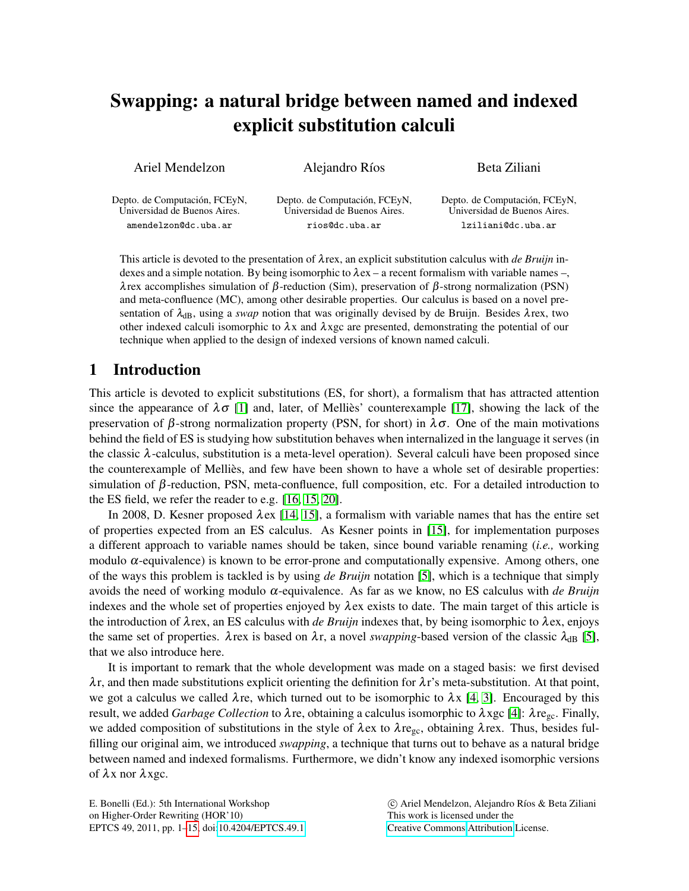# Swapping: a natural bridge between named and indexed explicit substitution calculi

Ariel Mendelzon
Depto. de Computación, FCEyN, Universidad de Buenos Aires.
amendelzon@dc.uba.ar

Alejandro Ríos
Depto. de Computación, FCEyN, Universidad de Buenos Aires.
rios@dc.uba.ar

Beta Ziliani
Depto. de Computación, FCEyN, Universidad de Buenos Aires.
lziliani@dc.uba.ar

This article is devoted to the presentation of $\lambda$rex, an explicit substitution calculus with *de Bruijn* indexes and a simple notation. By being isomorphic to $\lambda$ex – a recent formalism with variable names –, $\lambda$rex accomplishes simulation of $\beta$-reduction (Sim), preservation of $\beta$-strong normalization (PSN) and meta-confluence (MC), among other desirable properties. Our calculus is based on a novel presentation of $\lambda_{\text{dB}}$, using a *swap* notion that was originally devised by de Bruijn. Besides $\lambda$rex, two other indexed calculi isomorphic to $\lambda$x and $\lambda$xgc are presented, demonstrating the potential of our technique when applied to the design of indexed versions of known named calculi.

## 1 Introduction

This article is devoted to explicit substitutions (ES, for short), a formalism that has attracted attention since the appearance of $\lambda\sigma$ [1] and, later, of Melliès' counterexample [17], showing the lack of the preservation of $\beta$-strong normalization property (PSN, for short) in $\lambda\sigma$. One of the main motivations behind the field of ES is studying how substitution behaves when internalized in the language it serves (in the classic $\lambda$-calculus, substitution is a meta-level operation). Several calculi have been proposed since the counterexample of Melliès, and few have been shown to have a whole set of desirable properties: simulation of $\beta$-reduction, PSN, meta-confluence, full composition, etc. For a detailed introduction to the ES field, we refer the reader to e.g. [16, 15, 20].

In 2008, D. Kesner proposed $\lambda$ex [14, 15], a formalism with variable names that has the entire set of properties expected from an ES calculus. As Kesner points in [15], for implementation purposes a different approach to variable names should be taken, since bound variable renaming (*i.e.,* working modulo $\alpha$-equivalence) is known to be error-prone and computationally expensive. Among others, one of the ways this problem is tackled is by using *de Bruijn* notation [5], which is a technique that simply avoids the need of working modulo $\alpha$-equivalence. As far as we know, no ES calculus with *de Bruijn* indexes and the whole set of properties enjoyed by $\lambda$ex exists to date. The main target of this article is the introduction of $\lambda$rex, an ES calculus with *de Bruijn* indexes that, by being isomorphic to $\lambda$ex, enjoys the same set of properties. $\lambda$rex is based on $\lambda$r, a novel *swapping*-based version of the classic $\lambda_{\text{dB}}$ [5], that we also introduce here.

It is important to remark that the whole development was made on a staged basis: we first devised $\lambda$r, and then made substitutions explicit orienting the definition for $\lambda$r's meta-substitution. At that point, we got a calculus we called $\lambda$re, which turned out to be isomorphic to $\lambda$x [4, 3]. Encouraged by this result, we added *Garbage Collection* to $\lambda$re, obtaining a calculus isomorphic to $\lambda$xgc [4]: $\lambda\text{re}_{\text{gc}}$. Finally, we added composition of substitutions in the style of $\lambda$ex to $\lambda\text{re}_{\text{gc}}$, obtaining $\lambda$rex. Thus, besides fulfilling our original aim, we introduced *swapping*, a technique that turns out to behave as a natural bridge between named and indexed formalisms. Furthermore, we didn't know any indexed isomorphic versions of $\lambda$x nor $\lambda$xgc.

E. Bonelli (Ed.): 5th International Workshop on Higher-Order Rewriting (HOR'10)
EPTCS 49, 2011, pp. 1–15, doi:10.4204/EPTCS.49.1

© Ariel Mendelzon, Alejandro Ríos & Beta Ziliani
This work is licensed under the Creative Commons Attribution License.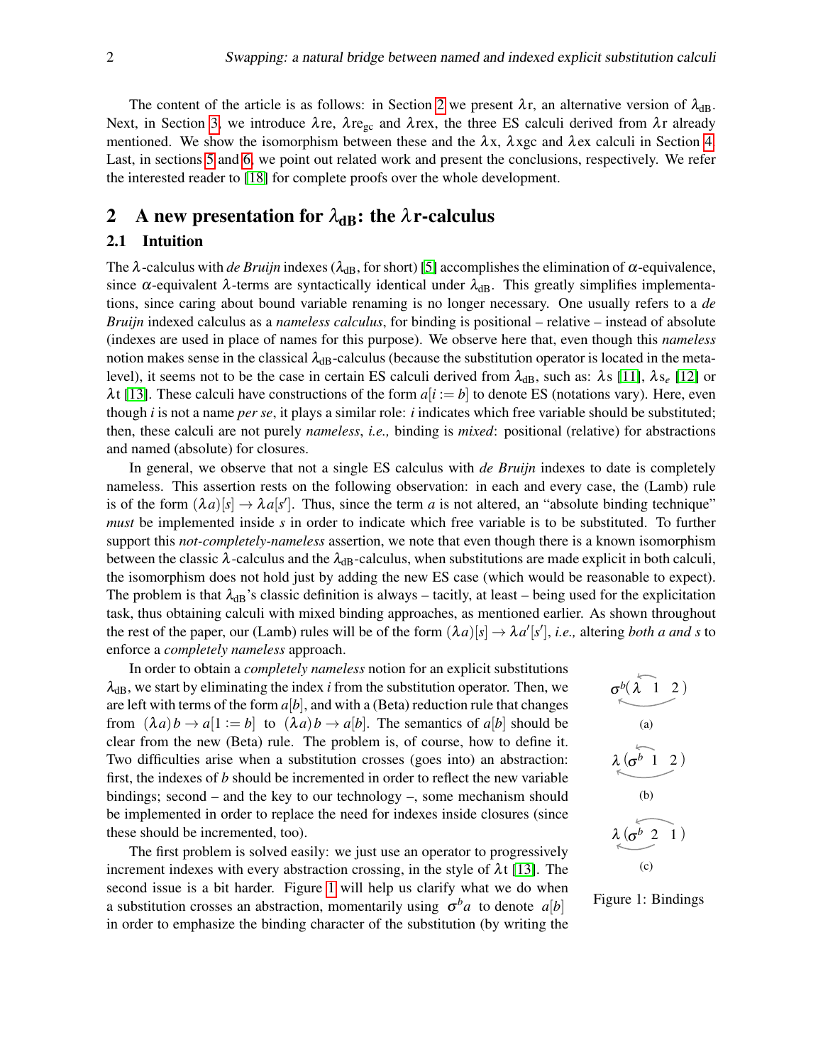The content of the article is as follows: in Section 2 we present $\lambda$r, an alternative version of $\lambda_{\mathrm{dB}}$. Next, in Section 3, we introduce $\lambda$re, $\lambda$re$_{\mathrm{gc}}$ and $\lambda$rex, the three ES calculi derived from $\lambda$r already mentioned. We show the isomorphism between these and the $\lambda$x, $\lambda$xgc and $\lambda$ex calculi in Section 4. Last, in sections 5 and 6, we point out related work and present the conclusions, respectively. We refer the interested reader to [18] for complete proofs over the whole development.

## 2 A new presentation for $\lambda_{\mathrm{dB}}$: the $\lambda$r-calculus

### 2.1 Intuition

The $\lambda$-calculus with *de Bruijn* indexes ($\lambda_{\mathrm{dB}}$, for short) [5] accomplishes the elimination of $\alpha$-equivalence, since $\alpha$-equivalent $\lambda$-terms are syntactically identical under $\lambda_{\mathrm{dB}}$. This greatly simplifies implementations, since caring about bound variable renaming is no longer necessary. One usually refers to a *de Bruijn* indexed calculus as a *nameless calculus*, for binding is positional – relative – instead of absolute (indexes are used in place of names for this purpose). We observe here that, even though this *nameless* notion makes sense in the classical $\lambda_{\mathrm{dB}}$-calculus (because the substitution operator is located in the meta-level), it seems not to be the case in certain ES calculi derived from $\lambda_{\mathrm{dB}}$, such as: $\lambda$s [11], $\lambda$s$_e$ [12] or $\lambda$t [13]. These calculi have constructions of the form $a[i := b]$ to denote ES (notations vary). Here, even though $i$ is not a name *per se*, it plays a similar role: $i$ indicates which free variable should be substituted; then, these calculi are not purely *nameless*, *i.e.,* binding is *mixed*: positional (relative) for abstractions and named (absolute) for closures.

In general, we observe that not a single ES calculus with *de Bruijn* indexes to date is completely nameless. This assertion rests on the following observation: in each and every case, the (Lamb) rule is of the form $(\lambda a)[s] \to \lambda a[s']$. Thus, since the term $a$ is not altered, an "absolute binding technique" *must* be implemented inside $s$ in order to indicate which free variable is to be substituted. To further support this *not-completely-nameless* assertion, we note that even though there is a known isomorphism between the classic $\lambda$-calculus and the $\lambda_{\mathrm{dB}}$-calculus, when substitutions are made explicit in both calculi, the isomorphism does not hold just by adding the new ES case (which would be reasonable to expect). The problem is that $\lambda_{\mathrm{dB}}$'s classic definition is always – tacitly, at least – being used for the explicitation task, thus obtaining calculi with mixed binding approaches, as mentioned earlier. As shown throughout the rest of the paper, our (Lamb) rules will be of the form $(\lambda a)[s] \to \lambda a'[s']$, *i.e.,* altering *both a and s* to enforce a *completely nameless* approach.

In order to obtain a *completely nameless* notion for an explicit substitutions $\lambda_{\mathrm{dB}}$, we start by eliminating the index $i$ from the substitution operator. Then, we are left with terms of the form $a[b]$, and with a (Beta) reduction rule that changes from $(\lambda a)\, b \to a[1 := b]$ to $(\lambda a)\, b \to a[b]$. The semantics of $a[b]$ should be clear from the new (Beta) rule. The problem is, of course, how to define it. Two difficulties arise when a substitution crosses (goes into) an abstraction: first, the indexes of $b$ should be incremented in order to reflect the new variable bindings; second – and the key to our technology –, some mechanism should be implemented in order to replace the need for indexes inside closures (since these should be incremented, too).

The first problem is solved easily: we just use an operator to progressively increment indexes with every abstraction crossing, in the style of $\lambda$t [13]. The second issue is a bit harder. Figure 1 will help us clarify what we do when a substitution crosses an abstraction, momentarily using $\sigma^b a$ to denote $a[b]$ in order to emphasize the binding character of the substitution (by writing the

$\sigma^b(\lambda \;\; 1 \;\; 2\,)$

(a)

$\lambda\,(\sigma^b \;\; 1 \;\; 2\,)$

(b)

$\lambda\,(\sigma^b \;\; 2 \;\; 1\,)$

(c)

Figure 1: Bindings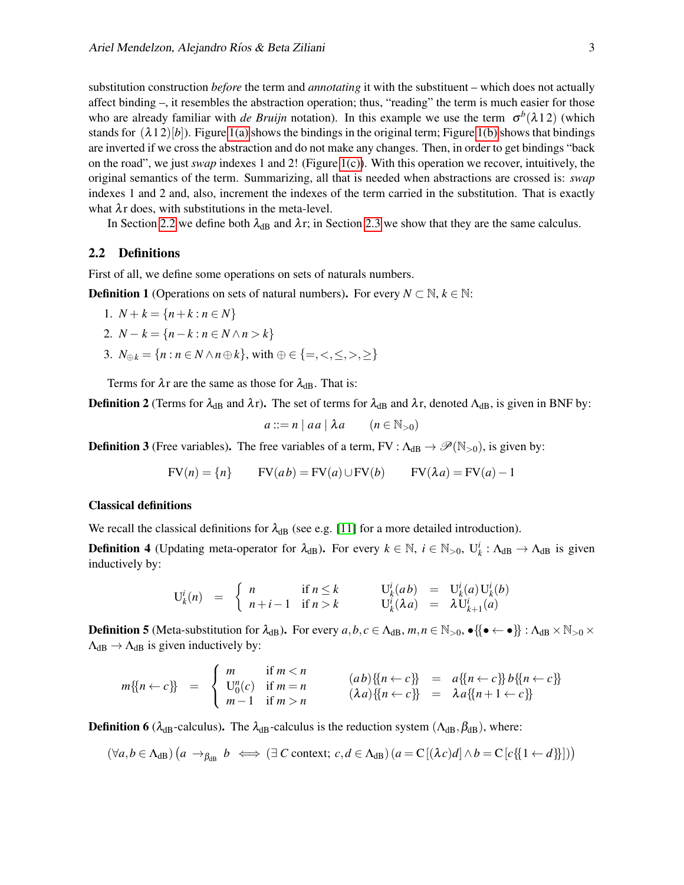substitution construction *before* the term and *annotating* it with the substituent – which does not actually affect binding –, it resembles the abstraction operation; thus, "reading" the term is much easier for those who are already familiar with *de Bruijn* notation). In this example we use the term $\sigma^b(\lambda 1 2)$ (which stands for $(\lambda 1 2)[b]$). Figure 1(a) shows the bindings in the original term; Figure 1(b) shows that bindings are inverted if we cross the abstraction and do not make any changes. Then, in order to get bindings "back on the road", we just *swap* indexes 1 and 2! (Figure 1(c)). With this operation we recover, intuitively, the original semantics of the term. Summarizing, all that is needed when abstractions are crossed is: *swap* indexes 1 and 2 and, also, increment the indexes of the term carried in the substitution. That is exactly what $\lambda$r does, with substitutions in the meta-level.

In Section 2.2 we define both $\lambda_{\mathrm{dB}}$ and $\lambda$r; in Section 2.3 we show that they are the same calculus.

## 2.2 Definitions

First of all, we define some operations on sets of naturals numbers.

**Definition 1** (Operations on sets of natural numbers)**.** For every $N \subset \mathbb{N}$, $k \in \mathbb{N}$:

1. $N + k = \{n + k : n \in N\}$
2. $N - k = \{n - k : n \in N \wedge n > k\}$
3. $N_{\oplus k} = \{n : n \in N \wedge n \oplus k\}$, with $\oplus \in \{=, <, \leq, >, \geq\}$

Terms for $\lambda$r are the same as those for $\lambda_{\mathrm{dB}}$. That is:

**Definition 2** (Terms for $\lambda_{\mathrm{dB}}$ and $\lambda$r)**.** The set of terms for $\lambda_{\mathrm{dB}}$ and $\lambda$r, denoted $\Lambda_{\mathrm{dB}}$, is given in BNF by:

$$a ::= n \mid a\,a \mid \lambda a \qquad (n \in \mathbb{N}_{>0})$$

**Definition 3** (Free variables)**.** The free variables of a term, $\mathrm{FV} : \Lambda_{\mathrm{dB}} \to \mathscr{P}(\mathbb{N}_{>0})$, is given by:

$$\mathrm{FV}(n) = \{n\} \qquad \mathrm{FV}(a\,b) = \mathrm{FV}(a) \cup \mathrm{FV}(b) \qquad \mathrm{FV}(\lambda a) = \mathrm{FV}(a) - 1$$

### Classical definitions

We recall the classical definitions for $\lambda_{\mathrm{dB}}$ (see e.g. [11] for a more detailed introduction).

**Definition 4** (Updating meta-operator for $\lambda_{\mathrm{dB}}$)**.** For every $k \in \mathbb{N}$, $i \in \mathbb{N}_{>0}$, $\mathrm{U}^i_k : \Lambda_{\mathrm{dB}} \to \Lambda_{\mathrm{dB}}$ is given inductively by:

$$\mathrm{U}^i_k(n) \;=\; \begin{cases} n & \text{if } n \leq k \\ n + i - 1 & \text{if } n > k \end{cases} \qquad \begin{array}{rcl} \mathrm{U}^i_k(a\,b) & = & \mathrm{U}^i_k(a)\,\mathrm{U}^i_k(b) \\ \mathrm{U}^i_k(\lambda a) & = & \lambda\,\mathrm{U}^i_{k+1}(a) \end{array}$$

**Definition 5** (Meta-substitution for $\lambda_{\mathrm{dB}}$)**.** For every $a, b, c \in \Lambda_{\mathrm{dB}}$, $m, n \in \mathbb{N}_{>0}$, $\bullet\{\!\{\bullet \leftarrow \bullet\}\!\} : \Lambda_{\mathrm{dB}} \times \mathbb{N}_{>0} \times \Lambda_{\mathrm{dB}} \to \Lambda_{\mathrm{dB}}$ is given inductively by:

$$m\{\!\{n \leftarrow c\}\!\} \;=\; \begin{cases} m & \text{if } m < n \\ \mathrm{U}^n_0(c) & \text{if } m = n \\ m - 1 & \text{if } m > n \end{cases} \qquad \begin{array}{rcl} (a\,b)\{\!\{n \leftarrow c\}\!\} & = & a\{\!\{n \leftarrow c\}\!\}\,b\{\!\{n \leftarrow c\}\!\} \\ (\lambda a)\{\!\{n \leftarrow c\}\!\} & = & \lambda a\{\!\{n+1 \leftarrow c\}\!\} \end{array}$$

**Definition 6** ($\lambda_{\mathrm{dB}}$-calculus)**.** The $\lambda_{\mathrm{dB}}$-calculus is the reduction system $(\Lambda_{\mathrm{dB}}, \beta_{\mathrm{dB}})$, where:

$$(\forall a, b \in \Lambda_{\mathrm{dB}})\left(a \to_{\beta_{\mathrm{dB}}} b \iff (\exists\, C \text{ context};\ c, d \in \Lambda_{\mathrm{dB}})\,(a = \mathrm{C}[(\lambda c)d] \wedge b = \mathrm{C}[c\{\!\{1 \leftarrow d\}\!\}])\right)$$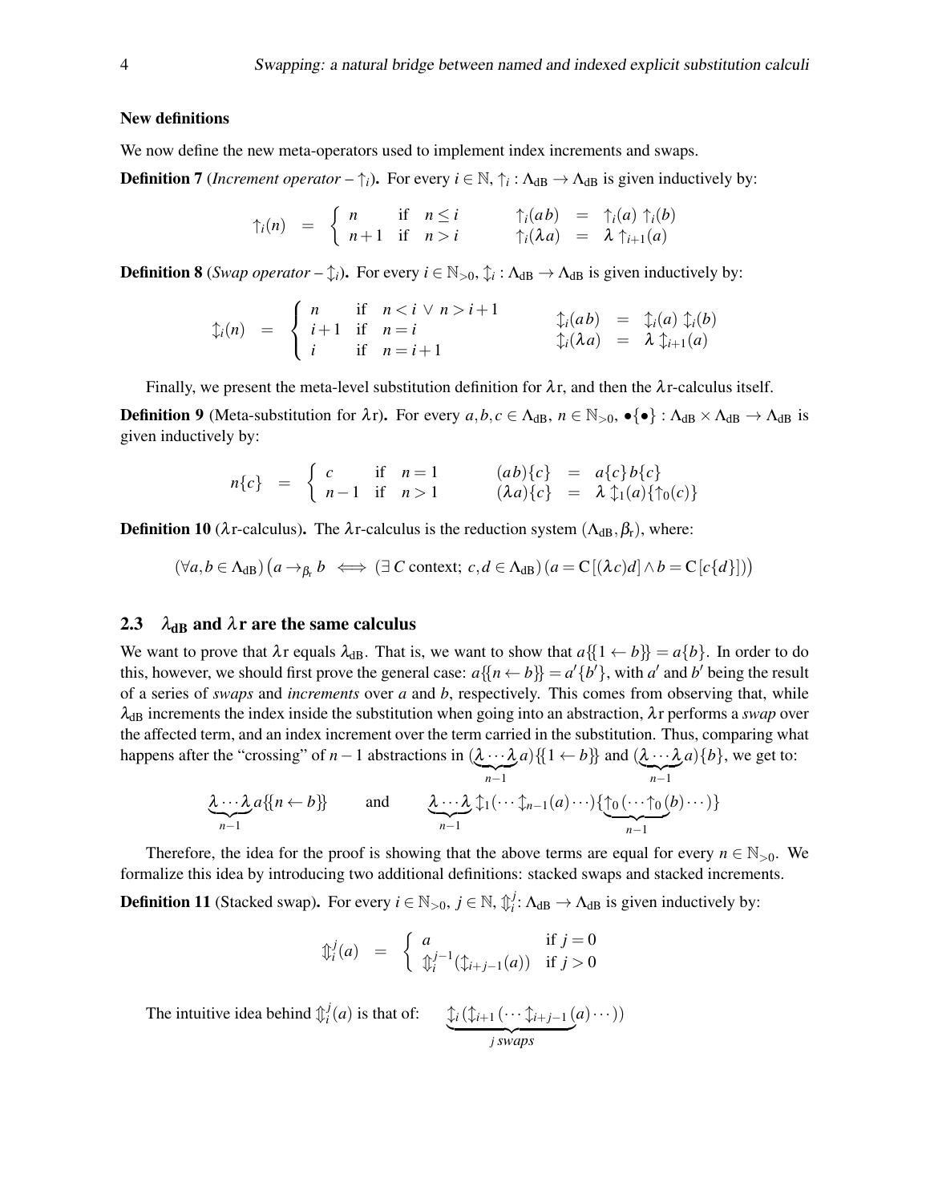**New definitions**

We now define the new meta-operators used to implement index increments and swaps.

**Definition 7** (*Increment operator* – $\uparrow_i$). For every $i \in \mathbb{N}$, $\uparrow_i : \Lambda_{\text{dB}} \to \Lambda_{\text{dB}}$ is given inductively by:

$$\uparrow_i(n) \;=\; \begin{cases} n & \text{if} \quad n \leq i \\ n+1 & \text{if} \quad n > i \end{cases} \qquad \begin{array}{rcl} \uparrow_i(ab) & = & \uparrow_i(a) \uparrow_i(b) \\ \uparrow_i(\lambda a) & = & \lambda \uparrow_{i+1}(a) \end{array}$$

**Definition 8** (*Swap operator* – $\updownarrow_i$). For every $i \in \mathbb{N}_{>0}$, $\updownarrow_i : \Lambda_{\text{dB}} \to \Lambda_{\text{dB}}$ is given inductively by:

$$\updownarrow_i(n) \;=\; \begin{cases} n & \text{if} \quad n < i \vee n > i+1 \\ i+1 & \text{if} \quad n = i \\ i & \text{if} \quad n = i+1 \end{cases} \qquad \begin{array}{rcl} \updownarrow_i(ab) & = & \updownarrow_i(a) \updownarrow_i(b) \\ \updownarrow_i(\lambda a) & = & \lambda \updownarrow_{i+1}(a) \end{array}$$

Finally, we present the meta-level substitution definition for $\lambda$r, and then the $\lambda$r-calculus itself.

**Definition 9** (Meta-substitution for $\lambda$r). For every $a,b,c \in \Lambda_{\text{dB}}$, $n \in \mathbb{N}_{>0}$, $\bullet\{\bullet\} : \Lambda_{\text{dB}} \times \Lambda_{\text{dB}} \to \Lambda_{\text{dB}}$ is given inductively by:

$$n\{c\} \;=\; \begin{cases} c & \text{if} \quad n = 1 \\ n-1 & \text{if} \quad n > 1 \end{cases} \qquad \begin{array}{rcl} (ab)\{c\} & = & a\{c\} b\{c\} \\ (\lambda a)\{c\} & = & \lambda \updownarrow_1(a)\{\uparrow_0(c)\} \end{array}$$

**Definition 10** ($\lambda$r-calculus). The $\lambda$r-calculus is the reduction system $(\Lambda_{\text{dB}}, \beta_{\text{r}})$, where:

$$(\forall a,b \in \Lambda_{\text{dB}})\big(a \to_{\beta_{\text{r}}} b \iff (\exists\, C \text{ context; } c,d \in \Lambda_{\text{dB}})\,(a = \mathrm{C}[(\lambda c)d] \wedge b = \mathrm{C}[c\{d\}])\big)$$

## 2.3 $\lambda_{\text{dB}}$ and $\lambda$r are the same calculus

We want to prove that $\lambda$r equals $\lambda_{\text{dB}}$. That is, we want to show that $a\{\{1 \leftarrow b\}\} = a\{b\}$. In order to do this, however, we should first prove the general case: $a\{\{n \leftarrow b\}\} = a'\{b'\}$, with $a'$ and $b'$ being the result of a series of *swaps* and *increments* over $a$ and $b$, respectively. This comes from observing that, while $\lambda_{\text{dB}}$ increments the index inside the substitution when going into an abstraction, $\lambda$r performs a *swap* over the affected term, and an index increment over the term carried in the substitution. Thus, comparing what happens after the "crossing" of $n-1$ abstractions in $(\underbrace{\lambda \cdots \lambda}_{n-1} a)\{\{1 \leftarrow b\}\}$ and $(\underbrace{\lambda \cdots \lambda}_{n-1} a)\{b\}$, we get to:

$$\underbrace{\lambda \cdots \lambda}_{n-1} a\{\{n \leftarrow b\}\} \qquad \text{and} \qquad \underbrace{\lambda \cdots \lambda}_{n-1} \updownarrow_1(\cdots \updownarrow_{n-1}(a)\cdots)\{\underbrace{\uparrow_0(\cdots \uparrow_0}_{n-1}(b)\cdots)\}$$

Therefore, the idea for the proof is showing that the above terms are equal for every $n \in \mathbb{N}_{>0}$. We formalize this idea by introducing two additional definitions: stacked swaps and stacked increments.

**Definition 11** (Stacked swap). For every $i \in \mathbb{N}_{>0}$, $j \in \mathbb{N}$, $\Updownarrow_i^j : \Lambda_{\text{dB}} \to \Lambda_{\text{dB}}$ is given inductively by:

$$\Updownarrow_i^j(a) \;=\; \begin{cases} a & \text{if } j = 0 \\ \Updownarrow_i^{j-1}(\updownarrow_{i+j-1}(a)) & \text{if } j > 0 \end{cases}$$

The intuitive idea behind $\Updownarrow_i^j(a)$ is that of: $\quad \underbrace{\updownarrow_i(\updownarrow_{i+1}(\cdots \updownarrow_{i+j-1}}_{j \text{ swaps}}(a)\cdots))$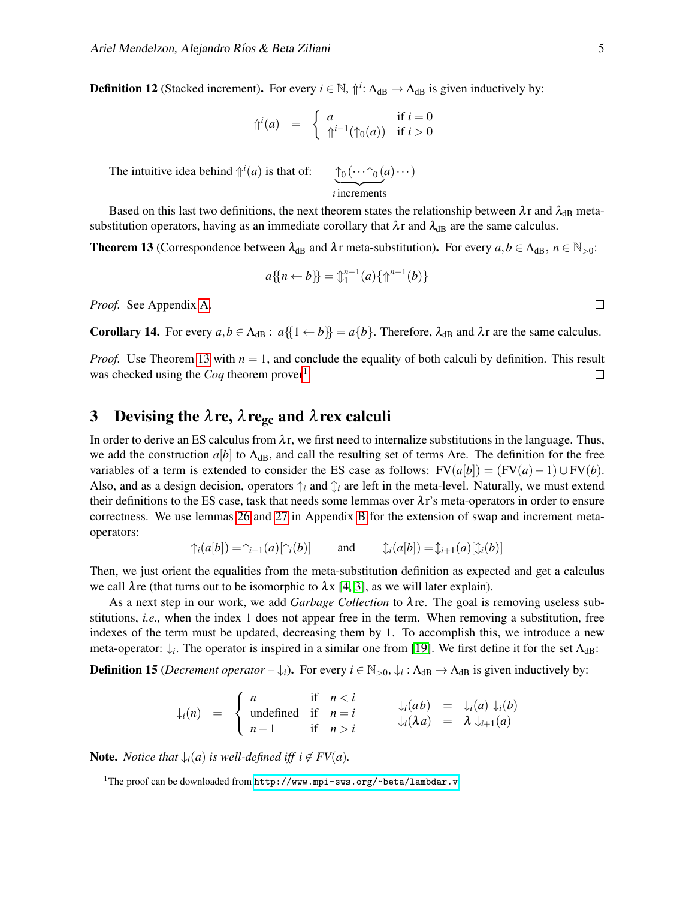**Definition 12** (Stacked increment)**.** For every $i \in \mathbb{N}$, $\Uparrow^i : \Lambda_{\text{dB}} \to \Lambda_{\text{dB}}$ is given inductively by:

$$\Uparrow^i(a) \quad = \quad \begin{cases} a & \text{if } i = 0 \\ \Uparrow^{i-1}(\uparrow_0(a)) & \text{if } i > 0 \end{cases}$$

The intuitive idea behind $\Uparrow^i(a)$ is that of: $\underbrace{\uparrow_0(\cdots\uparrow_0}_{i \text{ increments}}(a)\cdots)$

Based on this last two definitions, the next theorem states the relationship between $\lambda$r and $\lambda_{\text{dB}}$ meta-substitution operators, having as an immediate corollary that $\lambda$r and $\lambda_{\text{dB}}$ are the same calculus.

**Theorem 13** (Correspondence between $\lambda_{\text{dB}}$ and $\lambda$r meta-substitution)**.** For every $a, b \in \Lambda_{\text{dB}}$, $n \in \mathbb{N}_{>0}$:

$$a\{\{n \leftarrow b\}\} = \Updownarrow_1^{n-1}(a)\{\Uparrow^{n-1}(b)\}$$

*Proof.* See Appendix A. $\square$

**Corollary 14.** For every $a, b \in \Lambda_{\text{dB}}$ : $a\{\{1 \leftarrow b\}\} = a\{b\}$. Therefore, $\lambda_{\text{dB}}$ and $\lambda$r are the same calculus.

*Proof.* Use Theorem 13 with $n = 1$, and conclude the equality of both calculi by definition. This result was checked using the *Coq* theorem prover[1]. $\square$

## 3 Devising the $\lambda$re, $\lambda\text{re}_{\text{gc}}$ and $\lambda$rex calculi

In order to derive an ES calculus from $\lambda$r, we first need to internalize substitutions in the language. Thus, we add the construction $a[b]$ to $\Lambda_{\text{dB}}$, and call the resulting set of terms $\Lambda$re. The definition for the free variables of a term is extended to consider the ES case as follows: $\text{FV}(a[b]) = (\text{FV}(a) - 1) \cup \text{FV}(b)$. Also, and as a design decision, operators $\uparrow_i$ and $\updownarrow_i$ are left in the meta-level. Naturally, we must extend their definitions to the ES case, task that needs some lemmas over $\lambda$r's meta-operators in order to ensure correctness. We use lemmas 26 and 27 in Appendix B for the extension of swap and increment meta-operators:

$$\uparrow_i(a[b]) = \uparrow_{i+1}(a)[\uparrow_i(b)] \qquad \text{and} \qquad \updownarrow_i(a[b]) = \updownarrow_{i+1}(a)[\updownarrow_i(b)]$$

Then, we just orient the equalities from the meta-substitution definition as expected and get a calculus we call $\lambda$re (that turns out to be isomorphic to $\lambda$x [4, 3], as we will later explain).

As a next step in our work, we add *Garbage Collection* to $\lambda$re. The goal is removing useless substitutions, *i.e.,* when the index 1 does not appear free in the term. When removing a substitution, free indexes of the term must be updated, decreasing them by 1. To accomplish this, we introduce a new meta-operator: $\downarrow_i$. The operator is inspired in a similar one from [19]. We first define it for the set $\Lambda_{\text{dB}}$:

**Definition 15** (*Decrement operator* – $\downarrow_i$)**.** For every $i \in \mathbb{N}_{>0}$, $\downarrow_i : \Lambda_{\text{dB}} \to \Lambda_{\text{dB}}$ is given inductively by:

$$\downarrow_i(n) \quad = \quad \begin{cases} n & \text{if} \quad n < i \\ \text{undefined} & \text{if} \quad n = i \\ n - 1 & \text{if} \quad n > i \end{cases} \qquad \begin{array}{rcl} \downarrow_i(ab) & = & \downarrow_i(a)\ \downarrow_i(b) \\ \downarrow_i(\lambda a) & = & \lambda\ \downarrow_{i+1}(a) \end{array}$$

**Note.** *Notice that $\downarrow_i(a)$ is well-defined iff $i \notin FV(a)$.*

[1] The proof can be downloaded from http://www.mpi-sws.org/~beta/lambdar.v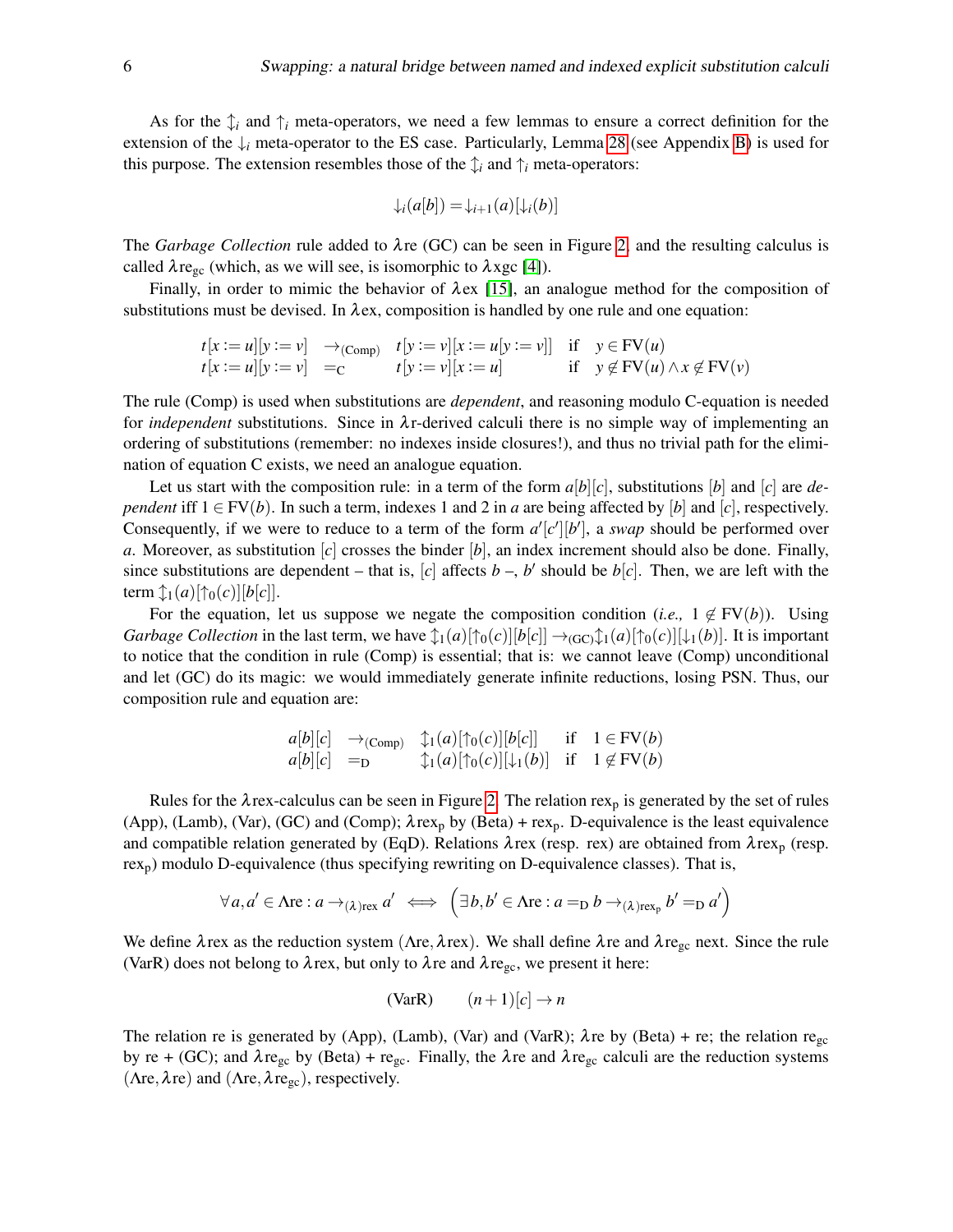As for the $\updownarrow_i$ and $\uparrow_i$ meta-operators, we need a few lemmas to ensure a correct definition for the extension of the $\downarrow_i$ meta-operator to the ES case. Particularly, Lemma 28 (see Appendix B) is used for this purpose. The extension resembles those of the $\updownarrow_i$ and $\uparrow_i$ meta-operators:

$$\downarrow_i(a[b]) = \downarrow_{i+1}(a)[\downarrow_i(b)]$$

The *Garbage Collection* rule added to $\lambda$re (GC) can be seen in Figure 2, and the resulting calculus is called $\lambda \text{re}_{\text{gc}}$ (which, as we will see, is isomorphic to $\lambda$xgc [4]).

Finally, in order to mimic the behavior of $\lambda$ex [15], an analogue method for the composition of substitutions must be devised. In $\lambda$ex, composition is handled by one rule and one equation:

$$\begin{array}{llll} t[x:=u][y:=v] & \to_{(\text{Comp})} & t[y:=v][x:=u[y:=v]] & \text{if} \quad y \in \text{FV}(u) \\ t[x:=u][y:=v] & =_{\text{C}} & t[y:=v][x:=u] & \text{if} \quad y \notin \text{FV}(u) \wedge x \notin \text{FV}(v) \end{array}$$

The rule (Comp) is used when substitutions are *dependent*, and reasoning modulo C-equation is needed for *independent* substitutions. Since in $\lambda$r-derived calculi there is no simple way of implementing an ordering of substitutions (remember: no indexes inside closures!), and thus no trivial path for the elimination of equation C exists, we need an analogue equation.

Let us start with the composition rule: in a term of the form $a[b][c]$, substitutions $[b]$ and $[c]$ are *dependent* iff $1 \in \text{FV}(b)$. In such a term, indexes 1 and 2 in $a$ are being affected by $[b]$ and $[c]$, respectively. Consequently, if we were to reduce to a term of the form $a'[c'][b']$, a *swap* should be performed over $a$. Moreover, as substitution $[c]$ crosses the binder $[b]$, an index increment should also be done. Finally, since substitutions are dependent – that is, $[c]$ affects $b$ –, $b'$ should be $b[c]$. Then, we are left with the term $\updownarrow_1(a)[\uparrow_0(c)][b[c]]$.

For the equation, let us suppose we negate the composition condition (*i.e.,* $1 \notin \text{FV}(b)$). Using *Garbage Collection* in the last term, we have $\updownarrow_1(a)[\uparrow_0(c)][b[c]] \to_{(\text{GC})} \updownarrow_1(a)[\uparrow_0(c)][\downarrow_1(b)]$. It is important to notice that the condition in rule (Comp) is essential; that is: we cannot leave (Comp) unconditional and let (GC) do its magic: we would immediately generate infinite reductions, losing PSN. Thus, our composition rule and equation are:

$$\begin{array}{llll} a[b][c] & \to_{(\text{Comp})} & \updownarrow_1(a)[\uparrow_0(c)][b[c]] & \text{if} \quad 1 \in \text{FV}(b) \\ a[b][c] & =_{\text{D}} & \updownarrow_1(a)[\uparrow_0(c)][\downarrow_1(b)] & \text{if} \quad 1 \notin \text{FV}(b) \end{array}$$

Rules for the $\lambda$rex-calculus can be seen in Figure 2. The relation $\text{rex}_{\text{p}}$ is generated by the set of rules (App), (Lamb), (Var), (GC) and (Comp); $\lambda \text{rex}_{\text{p}}$ by (Beta) + $\text{rex}_{\text{p}}$. D-equivalence is the least equivalence and compatible relation generated by (EqD). Relations $\lambda$rex (resp. rex) are obtained from $\lambda \text{rex}_{\text{p}}$ (resp. $\text{rex}_{\text{p}}$) modulo D-equivalence (thus specifying rewriting on D-equivalence classes). That is,

$$\forall a, a' \in \Lambda\text{re} : a \to_{(\lambda)\text{rex}} a' \iff \left(\exists b, b' \in \Lambda\text{re} : a =_{\text{D}} b \to_{(\lambda)\text{rex}_{\text{p}}} b' =_{\text{D}} a'\right)$$

We define $\lambda$rex as the reduction system $(\Lambda\text{re}, \lambda\text{rex})$. We shall define $\lambda$re and $\lambda \text{re}_{\text{gc}}$ next. Since the rule (VarR) does not belong to $\lambda$rex, but only to $\lambda$re and $\lambda \text{re}_{\text{gc}}$, we present it here:

$$(\text{VarR}) \qquad (n+1)[c] \to n$$

The relation re is generated by (App), (Lamb), (Var) and (VarR); $\lambda$re by (Beta) + re; the relation $\text{re}_{\text{gc}}$ by re + (GC); and $\lambda \text{re}_{\text{gc}}$ by (Beta) + $\text{re}_{\text{gc}}$. Finally, the $\lambda$re and $\lambda \text{re}_{\text{gc}}$ calculi are the reduction systems $(\Lambda\text{re}, \lambda\text{re})$ and $(\Lambda\text{re}, \lambda\text{re}_{\text{gc}})$, respectively.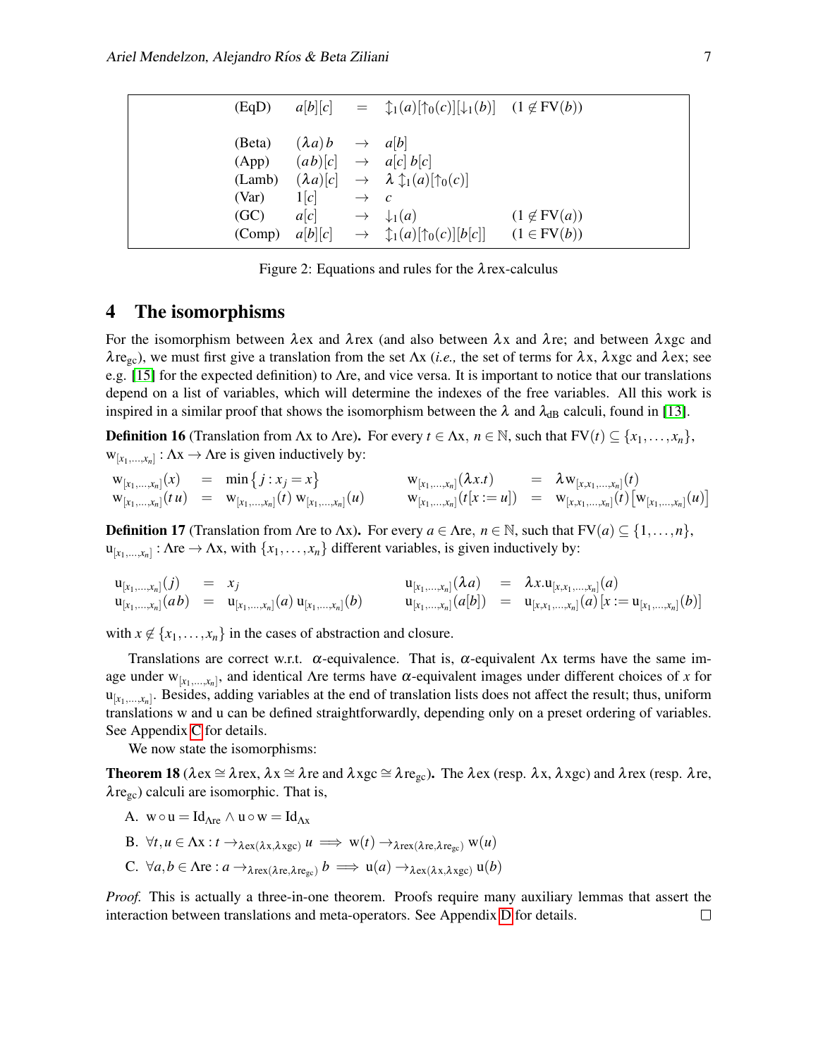$$
\begin{array}{llcll}
\text{(EqD)} & a[b][c] & = & \updownarrow_1(a)[\uparrow_0(c)][\downarrow_1(b)] & (1 \notin \mathrm{FV}(b)) \\
\\
\text{(Beta)} & (\lambda a)\, b & \to & a[b] & \\
\text{(App)} & (a\,b)[c] & \to & a[c]\; b[c] & \\
\text{(Lamb)} & (\lambda a)[c] & \to & \lambda \updownarrow_1(a)[\uparrow_0(c)] & \\
\text{(Var)} & 1[c] & \to & c & \\
\text{(GC)} & a[c] & \to & \downarrow_1(a) & (1 \notin \mathrm{FV}(a)) \\
\text{(Comp)} & a[b][c] & \to & \updownarrow_1(a)[\uparrow_0(c)][b[c]] & (1 \in \mathrm{FV}(b))
\end{array}
$$

Figure 2: Equations and rules for the $\lambda$rex-calculus

## 4 The isomorphisms

For the isomorphism between $\lambda$ex and $\lambda$rex (and also between $\lambda$x and $\lambda$re; and between $\lambda$xgc and $\lambda\mathrm{re}_{\mathrm{gc}}$), we must first give a translation from the set $\Lambda$x (*i.e.,* the set of terms for $\lambda$x, $\lambda$xgc and $\lambda$ex; see e.g. [15] for the expected definition) to $\Lambda$re, and vice versa. It is important to notice that our translations depend on a list of variables, which will determine the indexes of the free variables. All this work is inspired in a similar proof that shows the isomorphism between the $\lambda$ and $\lambda_{\mathrm{dB}}$ calculi, found in [13].

**Definition 16** (Translation from $\Lambda$x to $\Lambda$re)**.** For every $t \in \Lambda$x, $n \in \mathbb{N}$, such that $\mathrm{FV}(t) \subseteq \{x_1, \ldots, x_n\}$, $\mathrm{w}_{[x_1,\ldots,x_n]} : \Lambda\mathrm{x} \to \Lambda\mathrm{re}$ is given inductively by:

$$
\begin{array}{lcllcl}
\mathrm{w}_{[x_1,\ldots,x_n]}(x) & = & \min\{\, j : x_j = x\} & \quad \mathrm{w}_{[x_1,\ldots,x_n]}(\lambda x.t) & = & \lambda\, \mathrm{w}_{[x,x_1,\ldots,x_n]}(t) \\
\mathrm{w}_{[x_1,\ldots,x_n]}(t\,u) & = & \mathrm{w}_{[x_1,\ldots,x_n]}(t)\; \mathrm{w}_{[x_1,\ldots,x_n]}(u) & \quad \mathrm{w}_{[x_1,\ldots,x_n]}(t[x := u]) & = & \mathrm{w}_{[x,x_1,\ldots,x_n]}(t)\left[\mathrm{w}_{[x_1,\ldots,x_n]}(u)\right]
\end{array}
$$

**Definition 17** (Translation from $\Lambda$re to $\Lambda$x)**.** For every $a \in \Lambda$re, $n \in \mathbb{N}$, such that $\mathrm{FV}(a) \subseteq \{1, \ldots, n\}$, $\mathrm{u}_{[x_1,\ldots,x_n]} : \Lambda\mathrm{re} \to \Lambda\mathrm{x}$, with $\{x_1, \ldots, x_n\}$ different variables, is given inductively by:

$$
\begin{array}{lcllcl}
\mathrm{u}_{[x_1,\ldots,x_n]}(j) & = & x_j & \quad \mathrm{u}_{[x_1,\ldots,x_n]}(\lambda a) & = & \lambda x. \mathrm{u}_{[x,x_1,\ldots,x_n]}(a) \\
\mathrm{u}_{[x_1,\ldots,x_n]}(a\,b) & = & \mathrm{u}_{[x_1,\ldots,x_n]}(a)\; \mathrm{u}_{[x_1,\ldots,x_n]}(b) & \quad \mathrm{u}_{[x_1,\ldots,x_n]}(a[b]) & = & \mathrm{u}_{[x,x_1,\ldots,x_n]}(a)\,[x := \mathrm{u}_{[x_1,\ldots,x_n]}(b)]
\end{array}
$$

with $x \notin \{x_1, \ldots, x_n\}$ in the cases of abstraction and closure.

Translations are correct w.r.t. $\alpha$-equivalence. That is, $\alpha$-equivalent $\Lambda$x terms have the same image under $\mathrm{w}_{[x_1,\ldots,x_n]}$, and identical $\Lambda$re terms have $\alpha$-equivalent images under different choices of $x$ for $\mathrm{u}_{[x_1,\ldots,x_n]}$. Besides, adding variables at the end of translation lists does not affect the result; thus, uniform translations w and u can be defined straightforwardly, depending only on a preset ordering of variables. See Appendix C for details.

We now state the isomorphisms:

**Theorem 18** ($\lambda$ex $\cong$ $\lambda$rex, $\lambda$x $\cong$ $\lambda$re and $\lambda$xgc $\cong$ $\lambda\mathrm{re}_{\mathrm{gc}}$)**.** The $\lambda$ex (resp. $\lambda$x, $\lambda$xgc) and $\lambda$rex (resp. $\lambda$re, $\lambda\mathrm{re}_{\mathrm{gc}}$) calculi are isomorphic. That is,

A. $\mathrm{w} \circ \mathrm{u} = \mathrm{Id}_{\Lambda\mathrm{re}} \wedge \mathrm{u} \circ \mathrm{w} = \mathrm{Id}_{\Lambda\mathrm{x}}$

B. $\forall t, u \in \Lambda\mathrm{x} : t \to_{\lambda\mathrm{ex}(\lambda\mathrm{x},\lambda\mathrm{xgc})} u \implies \mathrm{w}(t) \to_{\lambda\mathrm{rex}(\lambda\mathrm{re},\lambda\mathrm{re}_{\mathrm{gc}})} \mathrm{w}(u)$

C. $\forall a, b \in \Lambda\mathrm{re} : a \to_{\lambda\mathrm{rex}(\lambda\mathrm{re},\lambda\mathrm{re}_{\mathrm{gc}})} b \implies \mathrm{u}(a) \to_{\lambda\mathrm{ex}(\lambda\mathrm{x},\lambda\mathrm{xgc})} \mathrm{u}(b)$

*Proof.* This is actually a three-in-one theorem. Proofs require many auxiliary lemmas that assert the interaction between translations and meta-operators. See Appendix D for details. $\square$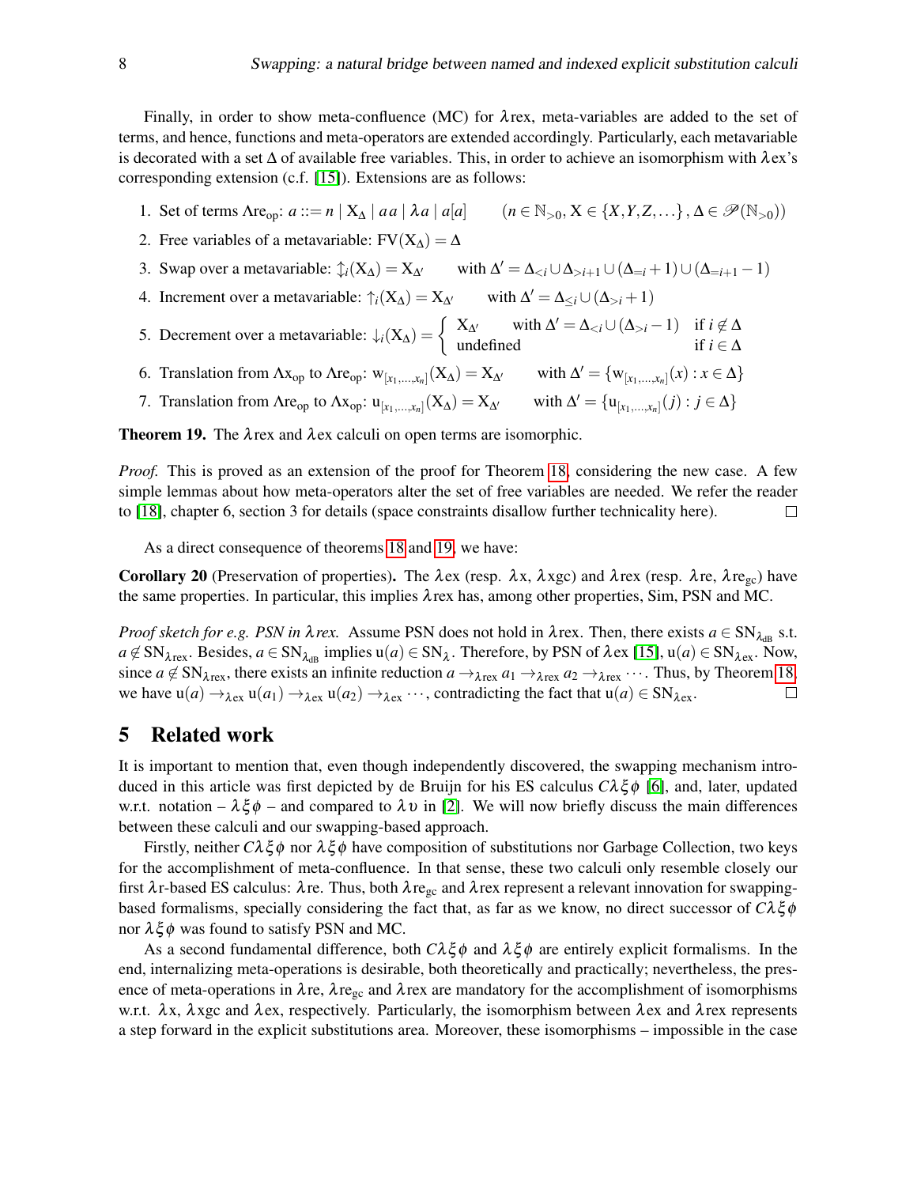Finally, in order to show meta-confluence (MC) for $\lambda$rex, meta-variables are added to the set of terms, and hence, functions and meta-operators are extended accordingly. Particularly, each metavariable is decorated with a set $\Delta$ of available free variables. This, in order to achieve an isomorphism with $\lambda$ex's corresponding extension (c.f. [15]). Extensions are as follows:

1. Set of terms $\Lambda\text{re}_{\text{op}}$: $a ::= n \mid \mathrm{X}_\Delta \mid a\,a \mid \lambda a \mid a[a] \qquad (n \in \mathbb{N}_{>0}, \mathrm{X} \in \{X,Y,Z,\dots\}, \Delta \in \mathscr{P}(\mathbb{N}_{>0}))$
2. Free variables of a metavariable: $\mathrm{FV}(\mathrm{X}_\Delta) = \Delta$
3. Swap over a metavariable: $\updownarrow_i(\mathrm{X}_\Delta) = \mathrm{X}_{\Delta'} \qquad$ with $\Delta' = \Delta_{<i} \cup \Delta_{>i+1} \cup (\Delta_{=i}+1) \cup (\Delta_{=i+1}-1)$
4. Increment over a metavariable: $\uparrow_i(\mathrm{X}_\Delta) = \mathrm{X}_{\Delta'} \qquad$ with $\Delta' = \Delta_{\leq i} \cup (\Delta_{>i}+1)$
5. Decrement over a metavariable: $\downarrow_i(\mathrm{X}_\Delta) = \begin{cases} \mathrm{X}_{\Delta'} & \text{with } \Delta' = \Delta_{<i} \cup (\Delta_{>i}-1) \quad \text{if } i \notin \Delta \\ \text{undefined} & \text{if } i \in \Delta \end{cases}$
6. Translation from $\Lambda\text{x}_{\text{op}}$ to $\Lambda\text{re}_{\text{op}}$: $\mathrm{w}_{[x_1,\dots,x_n]}(\mathrm{X}_\Delta) = \mathrm{X}_{\Delta'} \qquad$ with $\Delta' = \{\mathrm{w}_{[x_1,\dots,x_n]}(x) : x \in \Delta\}$
7. Translation from $\Lambda\text{re}_{\text{op}}$ to $\Lambda\text{x}_{\text{op}}$: $\mathrm{u}_{[x_1,\dots,x_n]}(\mathrm{X}_\Delta) = \mathrm{X}_{\Delta'} \qquad$ with $\Delta' = \{\mathrm{u}_{[x_1,\dots,x_n]}(j) : j \in \Delta\}$

**Theorem 19.** The $\lambda$rex and $\lambda$ex calculi on open terms are isomorphic.

*Proof.* This is proved as an extension of the proof for Theorem 18, considering the new case. A few simple lemmas about how meta-operators alter the set of free variables are needed. We refer the reader to [18], chapter 6, section 3 for details (space constraints disallow further technicality here). □

As a direct consequence of theorems 18 and 19, we have:

**Corollary 20** (Preservation of properties)**.** The $\lambda$ex (resp. $\lambda$x, $\lambda$xgc) and $\lambda$rex (resp. $\lambda$re, $\lambda\text{re}_{\text{gc}}$) have the same properties. In particular, this implies $\lambda$rex has, among other properties, Sim, PSN and MC.

*Proof sketch for e.g. PSN in $\lambda$rex.* Assume PSN does not hold in $\lambda$rex. Then, there exists $a \in \mathrm{SN}_{\lambda_{\text{dB}}}$ s.t. $a \notin \mathrm{SN}_{\lambda\text{rex}}$. Besides, $a \in \mathrm{SN}_{\lambda_{\text{dB}}}$ implies $\mathrm{u}(a) \in \mathrm{SN}_\lambda$. Therefore, by PSN of $\lambda$ex [15], $\mathrm{u}(a) \in \mathrm{SN}_{\lambda\text{ex}}$. Now, since $a \notin \mathrm{SN}_{\lambda\text{rex}}$, there exists an infinite reduction $a \to_{\lambda\text{rex}} a_1 \to_{\lambda\text{rex}} a_2 \to_{\lambda\text{rex}} \cdots$. Thus, by Theorem 18, we have $\mathrm{u}(a) \to_{\lambda\text{ex}} \mathrm{u}(a_1) \to_{\lambda\text{ex}} \mathrm{u}(a_2) \to_{\lambda\text{ex}} \cdots$, contradicting the fact that $\mathrm{u}(a) \in \mathrm{SN}_{\lambda\text{ex}}$. □

## 5 Related work

It is important to mention that, even though independently discovered, the swapping mechanism introduced in this article was first depicted by de Bruijn for his ES calculus $C\lambda\xi\phi$ [6], and, later, updated w.r.t. notation – $\lambda\xi\phi$ – and compared to $\lambda\upsilon$ in [2]. We will now briefly discuss the main differences between these calculi and our swapping-based approach.

Firstly, neither $C\lambda\xi\phi$ nor $\lambda\xi\phi$ have composition of substitutions nor Garbage Collection, two keys for the accomplishment of meta-confluence. In that sense, these two calculi only resemble closely our first $\lambda$r-based ES calculus: $\lambda$re. Thus, both $\lambda\text{re}_{\text{gc}}$ and $\lambda$rex represent a relevant innovation for swapping-based formalisms, specially considering the fact that, as far as we know, no direct successor of $C\lambda\xi\phi$ nor $\lambda\xi\phi$ was found to satisfy PSN and MC.

As a second fundamental difference, both $C\lambda\xi\phi$ and $\lambda\xi\phi$ are entirely explicit formalisms. In the end, internalizing meta-operations is desirable, both theoretically and practically; nevertheless, the presence of meta-operations in $\lambda$re, $\lambda\text{re}_{\text{gc}}$ and $\lambda$rex are mandatory for the accomplishment of isomorphisms w.r.t. $\lambda$x, $\lambda$xgc and $\lambda$ex, respectively. Particularly, the isomorphism between $\lambda$ex and $\lambda$rex represents a step forward in the explicit substitutions area. Moreover, these isomorphisms – impossible in the case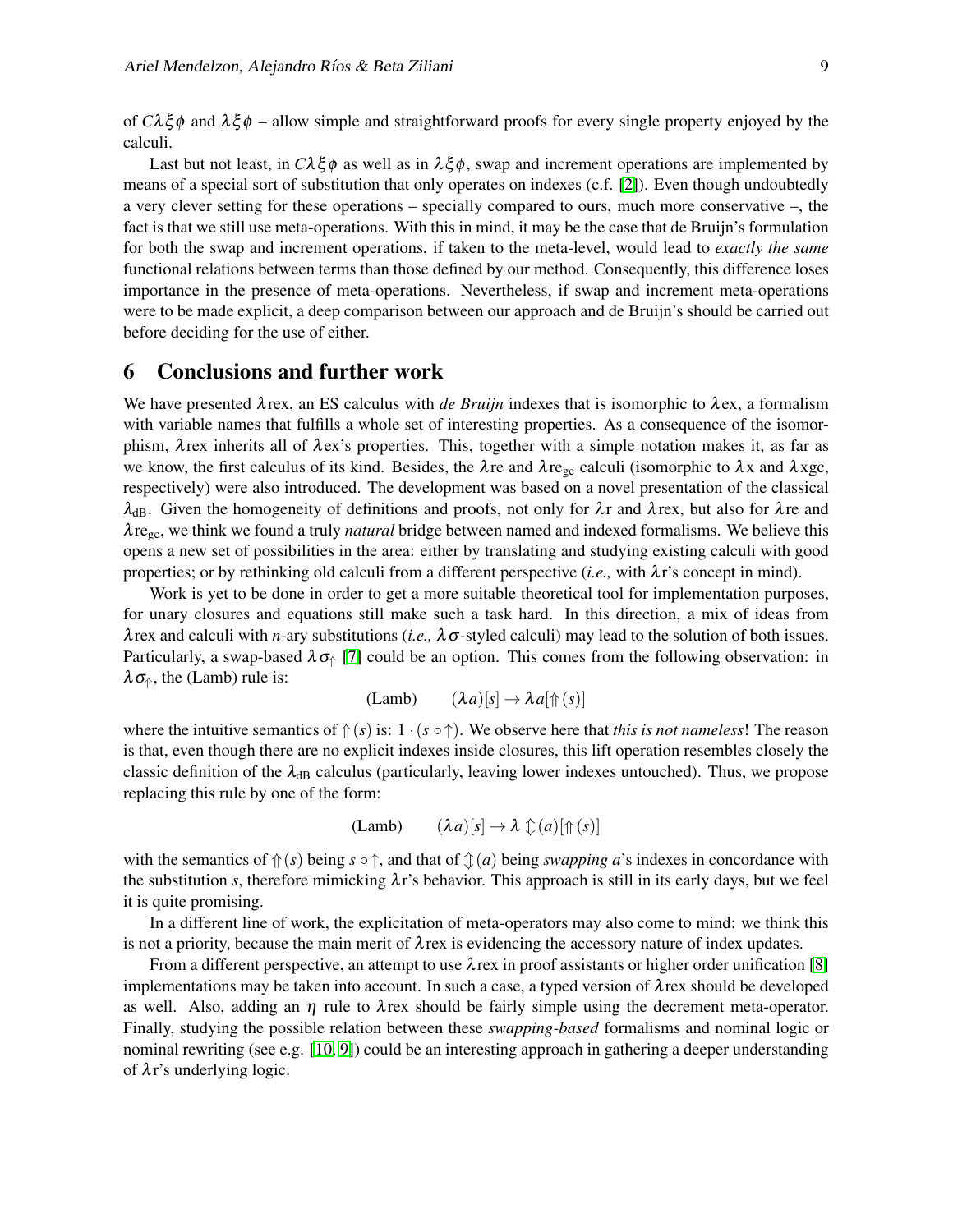of $C\lambda\xi\phi$ and $\lambda\xi\phi$ – allow simple and straightforward proofs for every single property enjoyed by the calculi.

Last but not least, in $C\lambda\xi\phi$ as well as in $\lambda\xi\phi$, swap and increment operations are implemented by means of a special sort of substitution that only operates on indexes (c.f. [2]). Even though undoubtedly a very clever setting for these operations – specially compared to ours, much more conservative –, the fact is that we still use meta-operations. With this in mind, it may be the case that de Bruijn's formulation for both the swap and increment operations, if taken to the meta-level, would lead to *exactly the same* functional relations between terms than those defined by our method. Consequently, this difference loses importance in the presence of meta-operations. Nevertheless, if swap and increment meta-operations were to be made explicit, a deep comparison between our approach and de Bruijn's should be carried out before deciding for the use of either.

## 6 Conclusions and further work

We have presented $\lambda$rex, an ES calculus with *de Bruijn* indexes that is isomorphic to $\lambda$ex, a formalism with variable names that fulfills a whole set of interesting properties. As a consequence of the isomorphism, $\lambda$rex inherits all of $\lambda$ex's properties. This, together with a simple notation makes it, as far as we know, the first calculus of its kind. Besides, the $\lambda$re and $\lambda\text{re}_{\text{gc}}$ calculi (isomorphic to $\lambda$x and $\lambda$xgc, respectively) were also introduced. The development was based on a novel presentation of the classical $\lambda_{\text{dB}}$. Given the homogeneity of definitions and proofs, not only for $\lambda$r and $\lambda$rex, but also for $\lambda$re and $\lambda\text{re}_{\text{gc}}$, we think we found a truly *natural* bridge between named and indexed formalisms. We believe this opens a new set of possibilities in the area: either by translating and studying existing calculi with good properties; or by rethinking old calculi from a different perspective (*i.e.,* with $\lambda$r's concept in mind).

Work is yet to be done in order to get a more suitable theoretical tool for implementation purposes, for unary closures and equations still make such a task hard. In this direction, a mix of ideas from $\lambda$rex and calculi with *n*-ary substitutions (*i.e.,* $\lambda\sigma$-styled calculi) may lead to the solution of both issues. Particularly, a swap-based $\lambda\sigma_{\Uparrow}$ [7] could be an option. This comes from the following observation: in $\lambda\sigma_{\Uparrow}$, the (Lamb) rule is:

$$\text{(Lamb)} \qquad (\lambda a)[s] \to \lambda a[\Uparrow(s)]$$

where the intuitive semantics of $\Uparrow(s)$ is: $1 \cdot (s \circ \uparrow)$. We observe here that *this is not nameless*! The reason is that, even though there are no explicit indexes inside closures, this lift operation resembles closely the classic definition of the $\lambda_{\text{dB}}$ calculus (particularly, leaving lower indexes untouched). Thus, we propose replacing this rule by one of the form:

$$\text{(Lamb)} \qquad (\lambda a)[s] \to \lambda \Updownarrow(a)[\Uparrow(s)]$$

with the semantics of $\Uparrow(s)$ being $s \circ \uparrow$, and that of $\Updownarrow(a)$ being *swapping a*'s indexes in concordance with the substitution *s*, therefore mimicking $\lambda$r's behavior. This approach is still in its early days, but we feel it is quite promising.

In a different line of work, the explicitation of meta-operators may also come to mind: we think this is not a priority, because the main merit of $\lambda$rex is evidencing the accessory nature of index updates.

From a different perspective, an attempt to use $\lambda$rex in proof assistants or higher order unification [8] implementations may be taken into account. In such a case, a typed version of $\lambda$rex should be developed as well. Also, adding an $\eta$ rule to $\lambda$rex should be fairly simple using the decrement meta-operator. Finally, studying the possible relation between these *swapping-based* formalisms and nominal logic or nominal rewriting (see e.g. [10, 9]) could be an interesting approach in gathering a deeper understanding of $\lambda$r's underlying logic.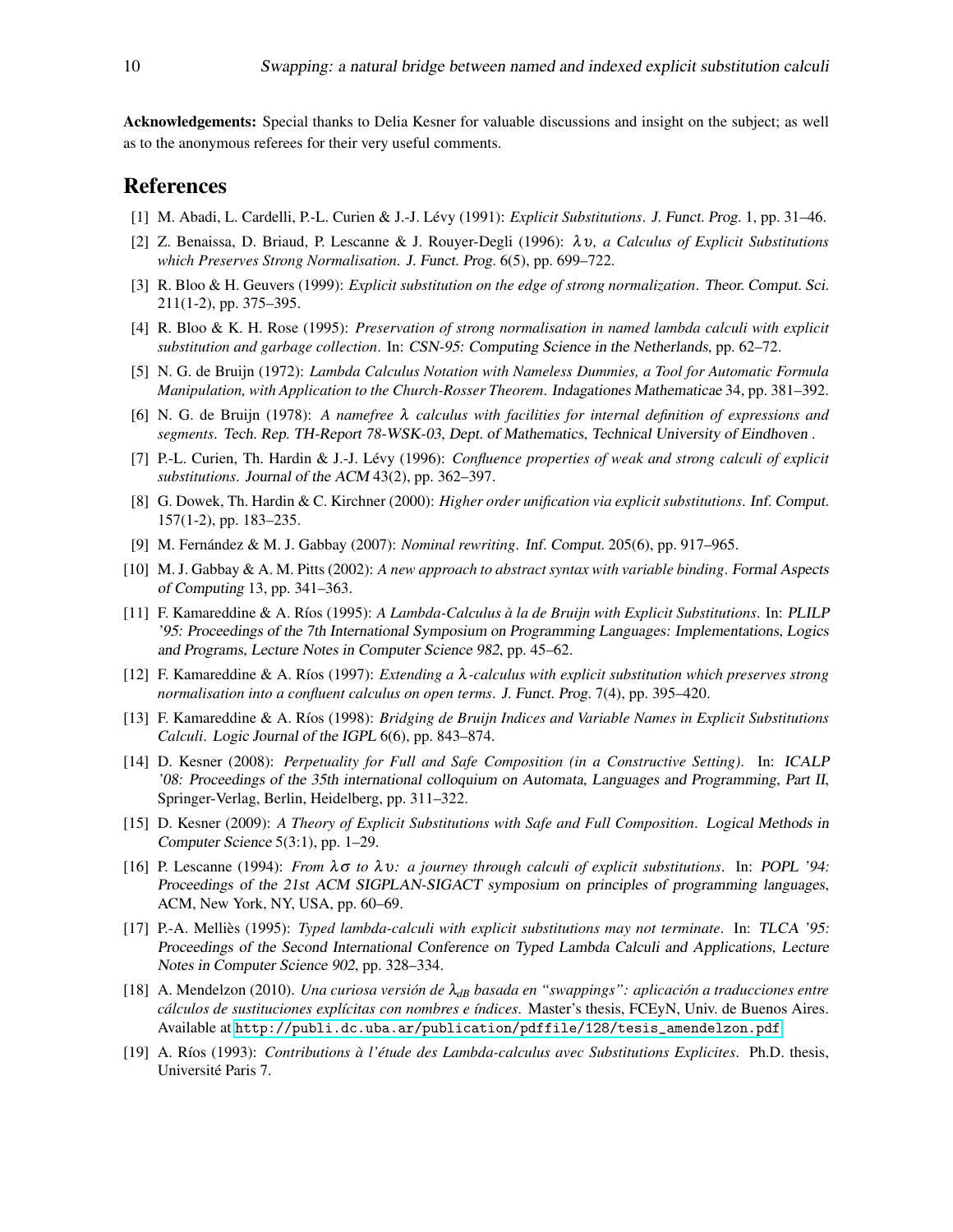**Acknowledgements:** Special thanks to Delia Kesner for valuable discussions and insight on the subject; as well as to the anonymous referees for their very useful comments.

## References

[1] M. Abadi, L. Cardelli, P.-L. Curien & J.-J. Lévy (1991): *Explicit Substitutions*. J. Funct. Prog. 1, pp. 31–46.

[2] Z. Benaissa, D. Briaud, P. Lescanne & J. Rouyer-Degli (1996): *$\lambda\upsilon$, a Calculus of Explicit Substitutions which Preserves Strong Normalisation*. J. Funct. Prog. 6(5), pp. 699–722.

[3] R. Bloo & H. Geuvers (1999): *Explicit substitution on the edge of strong normalization*. Theor. Comput. Sci. 211(1-2), pp. 375–395.

[4] R. Bloo & K. H. Rose (1995): *Preservation of strong normalisation in named lambda calculi with explicit substitution and garbage collection*. In: CSN-95: Computing Science in the Netherlands, pp. 62–72.

[5] N. G. de Bruijn (1972): *Lambda Calculus Notation with Nameless Dummies, a Tool for Automatic Formula Manipulation, with Application to the Church-Rosser Theorem*. Indagationes Mathematicae 34, pp. 381–392.

[6] N. G. de Bruijn (1978): *A namefree $\lambda$ calculus with facilities for internal definition of expressions and segments*. Tech. Rep. TH-Report 78-WSK-03, Dept. of Mathematics, Technical University of Eindhoven .

[7] P.-L. Curien, Th. Hardin & J.-J. Lévy (1996): *Confluence properties of weak and strong calculi of explicit substitutions*. Journal of the ACM 43(2), pp. 362–397.

[8] G. Dowek, Th. Hardin & C. Kirchner (2000): *Higher order unification via explicit substitutions*. Inf. Comput. 157(1-2), pp. 183–235.

[9] M. Fernández & M. J. Gabbay (2007): *Nominal rewriting*. Inf. Comput. 205(6), pp. 917–965.

[10] M. J. Gabbay & A. M. Pitts (2002): *A new approach to abstract syntax with variable binding*. Formal Aspects of Computing 13, pp. 341–363.

[11] F. Kamareddine & A. Ríos (1995): *A Lambda-Calculus à la de Bruijn with Explicit Substitutions*. In: PLILP '95: Proceedings of the 7th International Symposium on Programming Languages: Implementations, Logics and Programs, Lecture Notes in Computer Science 982, pp. 45–62.

[12] F. Kamareddine & A. Ríos (1997): *Extending a $\lambda$-calculus with explicit substitution which preserves strong normalisation into a confluent calculus on open terms*. J. Funct. Prog. 7(4), pp. 395–420.

[13] F. Kamareddine & A. Ríos (1998): *Bridging de Bruijn Indices and Variable Names in Explicit Substitutions Calculi*. Logic Journal of the IGPL 6(6), pp. 843–874.

[14] D. Kesner (2008): *Perpetuality for Full and Safe Composition (in a Constructive Setting)*. In: ICALP '08: Proceedings of the 35th international colloquium on Automata, Languages and Programming, Part II, Springer-Verlag, Berlin, Heidelberg, pp. 311–322.

[15] D. Kesner (2009): *A Theory of Explicit Substitutions with Safe and Full Composition*. Logical Methods in Computer Science 5(3:1), pp. 1–29.

[16] P. Lescanne (1994): *From $\lambda\sigma$ to $\lambda\upsilon$: a journey through calculi of explicit substitutions*. In: POPL '94: Proceedings of the 21st ACM SIGPLAN-SIGACT symposium on principles of programming languages, ACM, New York, NY, USA, pp. 60–69.

[17] P.-A. Melliès (1995): *Typed lambda-calculi with explicit substitutions may not terminate*. In: TLCA '95: Proceedings of the Second International Conference on Typed Lambda Calculi and Applications, Lecture Notes in Computer Science 902, pp. 328–334.

[18] A. Mendelzon (2010). *Una curiosa versión de $\lambda_{dB}$ basada en "swappings": aplicación a traducciones entre cálculos de sustituciones explícitas con nombres e índices*. Master's thesis, FCEyN, Univ. de Buenos Aires. Available at http://publi.dc.uba.ar/publication/pdffile/128/tesis_amendelzon.pdf.

[19] A. Ríos (1993): *Contributions à l'étude des Lambda-calculus avec Substitutions Explicites*. Ph.D. thesis, Université Paris 7.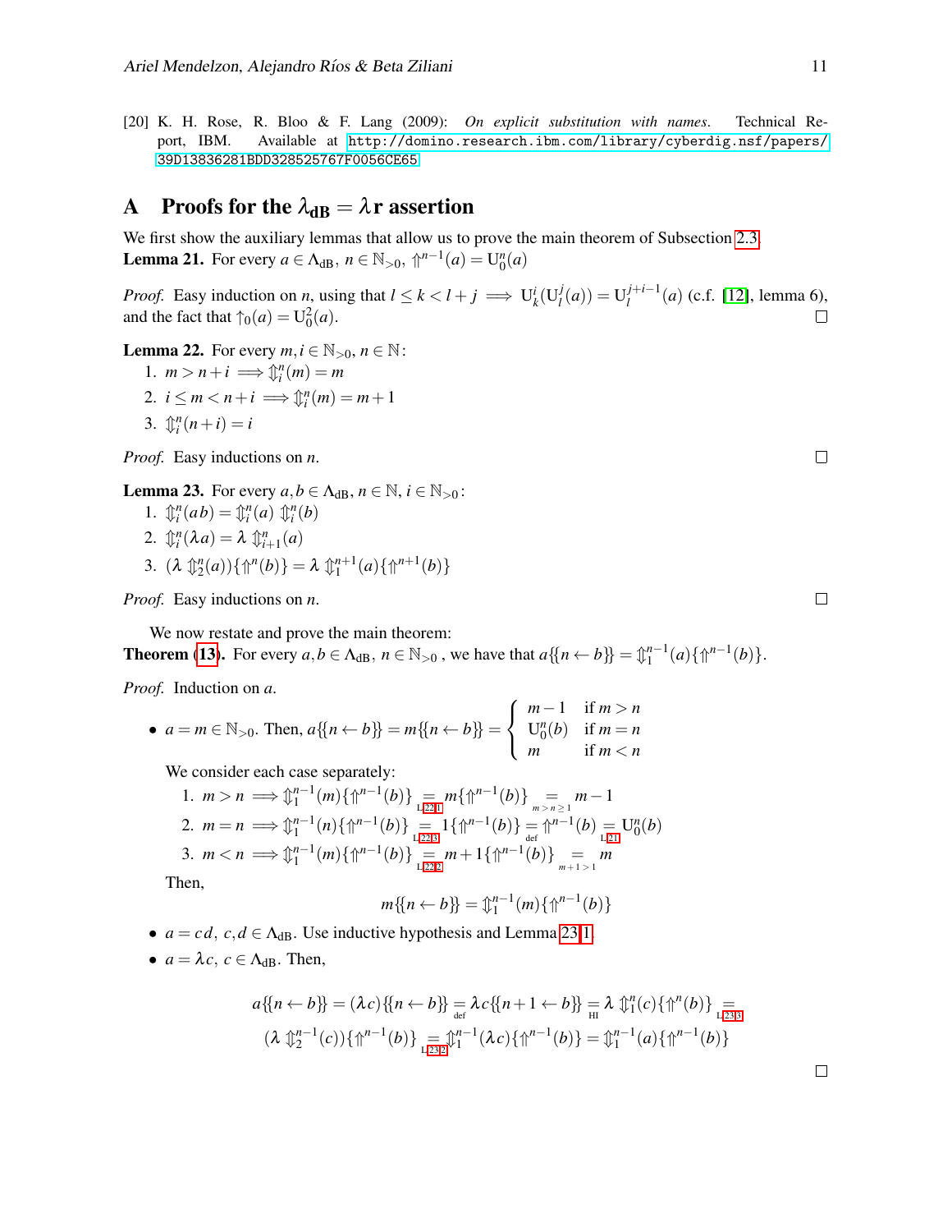[20] K. H. Rose, R. Bloo & F. Lang (2009): *On explicit substitution with names*. Technical Report, IBM. Available at http://domino.research.ibm.com/library/cyberdig.nsf/papers/39D13836281BDD328525767F0056CE65.

## A Proofs for the $\lambda_{\mathrm{dB}} = \lambda\mathrm{r}$ assertion

We first show the auxiliary lemmas that allow us to prove the main theorem of Subsection 2.3.

**Lemma 21.** For every $a \in \Lambda_{\mathrm{dB}}$, $n \in \mathbb{N}_{>0}$, $\Uparrow^{n-1}(a) = \mathrm{U}_0^n(a)$

*Proof.* Easy induction on $n$, using that $l \leq k < l + j \implies \mathrm{U}_k^i(\mathrm{U}_l^j(a)) = \mathrm{U}_l^{j+i-1}(a)$ (c.f. [12], lemma 6), and the fact that $\uparrow_0(a) = \mathrm{U}_0^2(a)$. □

**Lemma 22.** For every $m, i \in \mathbb{N}_{>0}$, $n \in \mathbb{N}$:

1. $m > n + i \implies \Updownarrow_i^n(m) = m$
2. $i \leq m < n + i \implies \Updownarrow_i^n(m) = m + 1$
3. $\Updownarrow_i^n(n + i) = i$

*Proof.* Easy inductions on $n$. □

**Lemma 23.** For every $a, b \in \Lambda_{\mathrm{dB}}$, $n \in \mathbb{N}$, $i \in \mathbb{N}_{>0}$:

1. $\Updownarrow_i^n(a\,b) = \Updownarrow_i^n(a)\ \Updownarrow_i^n(b)$
2. $\Updownarrow_i^n(\lambda a) = \lambda\ \Updownarrow_{i+1}^n(a)$
3. $(\lambda\ \Updownarrow_2^n(a))\{\Uparrow^n(b)\} = \lambda\ \Updownarrow_1^{n+1}(a)\{\Uparrow^{n+1}(b)\}$

*Proof.* Easy inductions on $n$. □

We now restate and prove the main theorem:

**Theorem (13).** For every $a, b \in \Lambda_{\mathrm{dB}}$, $n \in \mathbb{N}_{>0}$, we have that $a\{\{n \leftarrow b\}\} = \Updownarrow_1^{n-1}(a)\{\Uparrow^{n-1}(b)\}$.

*Proof.* Induction on $a$.

- $a = m \in \mathbb{N}_{>0}$. Then, $a\{\{n \leftarrow b\}\} = m\{\{n \leftarrow b\}\} = \begin{cases} m - 1 & \text{if } m > n \\ \mathrm{U}_0^n(b) & \text{if } m = n \\ m & \text{if } m < n \end{cases}$

  We consider each case separately:

  1. $m > n \implies \Updownarrow_1^{n-1}(m)\{\Uparrow^{n-1}(b)\} \underset{\text{L22.1}}{=} m\{\Uparrow^{n-1}(b)\} \underset{m>n\geq 1}{=} m - 1$
  2. $m = n \implies \Updownarrow_1^{n-1}(n)\{\Uparrow^{n-1}(b)\} \underset{\text{L22.3}}{=} 1\{\Uparrow^{n-1}(b)\} \underset{\text{def}}{=} \Uparrow^{n-1}(b) \underset{\text{L21}}{=} \mathrm{U}_0^n(b)$
  3. $m < n \implies \Updownarrow_1^{n-1}(m)\{\Uparrow^{n-1}(b)\} \underset{\text{L22.2}}{=} m + 1\{\Uparrow^{n-1}(b)\} \underset{m+1>1}{=} m$

  Then,
  $$m\{\{n \leftarrow b\}\} = \Updownarrow_1^{n-1}(m)\{\Uparrow^{n-1}(b)\}$$

- $a = c\,d$, $c, d \in \Lambda_{\mathrm{dB}}$. Use inductive hypothesis and Lemma 23.1.
- $a = \lambda c$, $c \in \Lambda_{\mathrm{dB}}$. Then,

$$a\{\{n \leftarrow b\}\} = (\lambda c)\{\{n \leftarrow b\}\} \underset{\text{def}}{=} \lambda c\{\{n+1 \leftarrow b\}\} \underset{\text{HI}}{=} \lambda\ \Updownarrow_1^n(c)\{\Uparrow^n(b)\} \underset{\text{L23.3}}{=}$$
$$(\lambda\ \Updownarrow_2^{n-1}(c))\{\Uparrow^{n-1}(b)\} \underset{\text{L23.2}}{=} \Updownarrow_1^{n-1}(\lambda c)\{\Uparrow^{n-1}(b)\} = \Updownarrow_1^{n-1}(a)\{\Uparrow^{n-1}(b)\}$$

□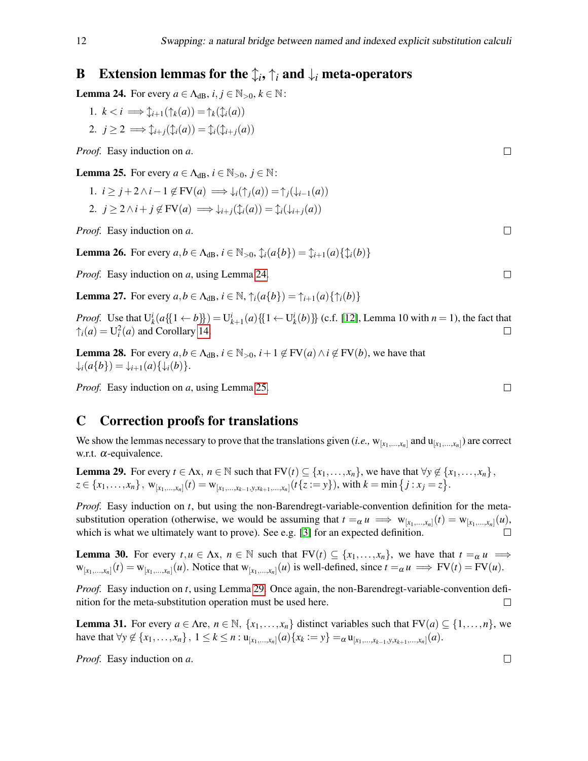## B Extension lemmas for the $\updownarrow_i$, $\uparrow_i$ and $\downarrow_i$ meta-operators

**Lemma 24.** For every $a \in \Lambda_{\text{dB}}$, $i, j \in \mathbb{N}_{>0}$, $k \in \mathbb{N}$:

1. $k < i \implies \updownarrow_{i+1}(\uparrow_k(a)) = \uparrow_k(\updownarrow_i(a))$
2. $j \geq 2 \implies \updownarrow_{i+j}(\updownarrow_i(a)) = \updownarrow_i(\updownarrow_{i+j}(a))$

*Proof.* Easy induction on $a$. □

**Lemma 25.** For every $a \in \Lambda_{\text{dB}}$, $i \in \mathbb{N}_{>0}$, $j \in \mathbb{N}$:

1. $i \geq j+2 \wedge i-1 \notin \text{FV}(a) \implies \downarrow_i(\uparrow_j(a)) = \uparrow_j(\downarrow_{i-1}(a))$
2. $j \geq 2 \wedge i+j \notin \text{FV}(a) \implies \downarrow_{i+j}(\updownarrow_i(a)) = \updownarrow_i(\downarrow_{i+j}(a))$

*Proof.* Easy induction on $a$. □

**Lemma 26.** For every $a, b \in \Lambda_{\text{dB}}$, $i \in \mathbb{N}_{>0}$, $\updownarrow_i(a\{b\}) = \updownarrow_{i+1}(a)\{\updownarrow_i(b)\}$

*Proof.* Easy induction on $a$, using Lemma 24. □

**Lemma 27.** For every $a, b \in \Lambda_{\text{dB}}$, $i \in \mathbb{N}$, $\uparrow_i(a\{b\}) = \uparrow_{i+1}(a)\{\uparrow_i(b)\}$

*Proof.* Use that $\text{U}^i_k(a\{\{1 \leftarrow b\}\}) = \text{U}^i_{k+1}(a)\{\{1 \leftarrow \text{U}^i_k(b)\}\}$ (c.f. [12], Lemma 10 with $n = 1$), the fact that $\uparrow_i(a) = \text{U}^2_i(a)$ and Corollary 14. □

**Lemma 28.** For every $a, b \in \Lambda_{\text{dB}}$, $i \in \mathbb{N}_{>0}$, $i+1 \notin \text{FV}(a) \wedge i \notin \text{FV}(b)$, we have that $\downarrow_i(a\{b\}) = \downarrow_{i+1}(a)\{\downarrow_i(b)\}$.

*Proof.* Easy induction on $a$, using Lemma 25. □

## C Correction proofs for translations

We show the lemmas necessary to prove that the translations given (*i.e.,* $\text{w}_{[x_1,\ldots,x_n]}$ and $\text{u}_{[x_1,\ldots,x_n]}$) are correct w.r.t. $\alpha$-equivalence.

**Lemma 29.** For every $t \in \Lambda\text{x}$, $n \in \mathbb{N}$ such that $\text{FV}(t) \subseteq \{x_1,\ldots,x_n\}$, we have that $\forall y \notin \{x_1,\ldots,x_n\}$, $z \in \{x_1,\ldots,x_n\}$, $\text{w}_{[x_1,\ldots,x_n]}(t) = \text{w}_{[x_1,\ldots,x_{k-1},y,x_{k+1},\ldots,x_n]}(t\{z := y\})$, with $k = \min\{j : x_j = z\}$.

*Proof.* Easy induction on $t$, but using the non-Barendregt-variable-convention definition for the meta-substitution operation (otherwise, we would be assuming that $t =_\alpha u \implies \text{w}_{[x_1,\ldots,x_n]}(t) = \text{w}_{[x_1,\ldots,x_n]}(u)$, which is what we ultimately want to prove). See e.g. [3] for an expected definition. □

**Lemma 30.** For every $t, u \in \Lambda\text{x}$, $n \in \mathbb{N}$ such that $\text{FV}(t) \subseteq \{x_1,\ldots,x_n\}$, we have that $t =_\alpha u \implies \text{w}_{[x_1,\ldots,x_n]}(t) = \text{w}_{[x_1,\ldots,x_n]}(u)$. Notice that $\text{w}_{[x_1,\ldots,x_n]}(u)$ is well-defined, since $t =_\alpha u \implies \text{FV}(t) = \text{FV}(u)$.

*Proof.* Easy induction on $t$, using Lemma 29. Once again, the non-Barendregt-variable-convention definition for the meta-substitution operation must be used here. □

**Lemma 31.** For every $a \in \Lambda\text{re}$, $n \in \mathbb{N}$, $\{x_1,\ldots,x_n\}$ distinct variables such that $\text{FV}(a) \subseteq \{1,\ldots,n\}$, we have that $\forall y \notin \{x_1,\ldots,x_n\}$, $1 \leq k \leq n : \text{u}_{[x_1,\ldots,x_n]}(a)\{x_k := y\} =_\alpha \text{u}_{[x_1,\ldots,x_{k-1},y,x_{k+1},\ldots,x_n]}(a)$.

*Proof.* Easy induction on $a$. □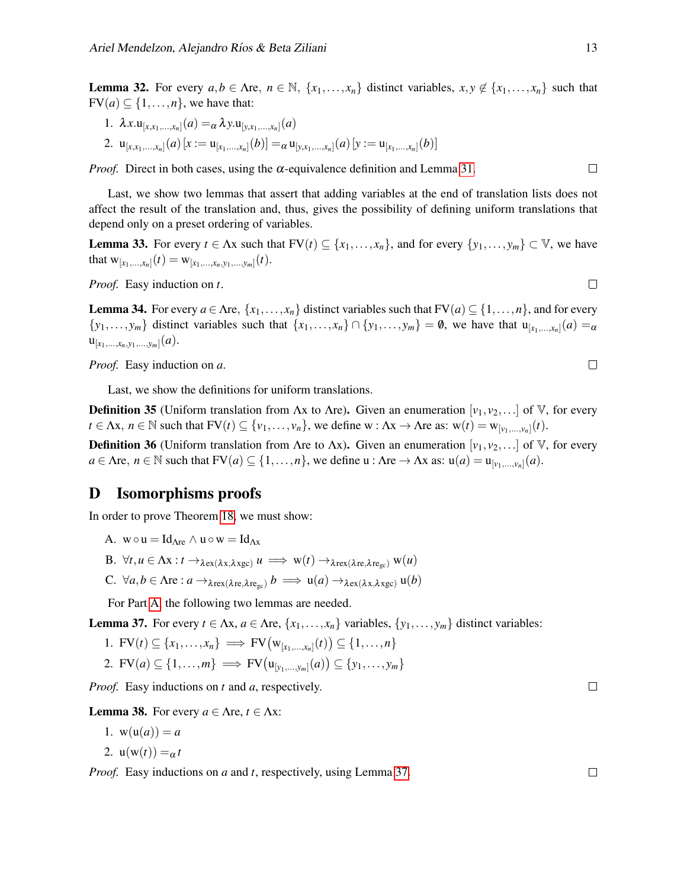**Lemma 32.** For every $a, b \in \Lambda\text{re}$, $n \in \mathbb{N}$, $\{x_1, \ldots, x_n\}$ distinct variables, $x, y \notin \{x_1, \ldots, x_n\}$ such that $\text{FV}(a) \subseteq \{1, \ldots, n\}$, we have that:

1. $\lambda x.\text{u}_{[x,x_1,\ldots,x_n]}(a) =_\alpha \lambda y.\text{u}_{[y,x_1,\ldots,x_n]}(a)$
2. $\text{u}_{[x,x_1,\ldots,x_n]}(a)\,[x := \text{u}_{[x_1,\ldots,x_n]}(b)] =_\alpha \text{u}_{[y,x_1,\ldots,x_n]}(a)\,[y := \text{u}_{[x_1,\ldots,x_n]}(b)]$

*Proof.* Direct in both cases, using the $\alpha$-equivalence definition and Lemma 31. □

Last, we show two lemmas that assert that adding variables at the end of translation lists does not affect the result of the translation and, thus, gives the possibility of defining uniform translations that depend only on a preset ordering of variables.

**Lemma 33.** For every $t \in \Lambda\text{x}$ such that $\text{FV}(t) \subseteq \{x_1, \ldots, x_n\}$, and for every $\{y_1, \ldots, y_m\} \subset \mathbb{V}$, we have that $\text{w}_{[x_1,\ldots,x_n]}(t) = \text{w}_{[x_1,\ldots,x_n,y_1,\ldots,y_m]}(t)$.

*Proof.* Easy induction on $t$. □

**Lemma 34.** For every $a \in \Lambda\text{re}$, $\{x_1, \ldots, x_n\}$ distinct variables such that $\text{FV}(a) \subseteq \{1, \ldots, n\}$, and for every $\{y_1, \ldots, y_m\}$ distinct variables such that $\{x_1, \ldots, x_n\} \cap \{y_1, \ldots, y_m\} = \emptyset$, we have that $\text{u}_{[x_1,\ldots,x_n]}(a) =_\alpha \text{u}_{[x_1,\ldots,x_n,y_1,\ldots,y_m]}(a)$.

*Proof.* Easy induction on $a$. □

Last, we show the definitions for uniform translations.

**Definition 35** (Uniform translation from $\Lambda\text{x}$ to $\Lambda\text{re}$)**.** Given an enumeration $[v_1, v_2, \ldots]$ of $\mathbb{V}$, for every $t \in \Lambda\text{x}$, $n \in \mathbb{N}$ such that $\text{FV}(t) \subseteq \{v_1, \ldots, v_n\}$, we define $\text{w} : \Lambda\text{x} \to \Lambda\text{re}$ as: $\text{w}(t) = \text{w}_{[v_1,\ldots,v_n]}(t)$.

**Definition 36** (Uniform translation from $\Lambda\text{re}$ to $\Lambda\text{x}$)**.** Given an enumeration $[v_1, v_2, \ldots]$ of $\mathbb{V}$, for every $a \in \Lambda\text{re}$, $n \in \mathbb{N}$ such that $\text{FV}(a) \subseteq \{1, \ldots, n\}$, we define $\text{u} : \Lambda\text{re} \to \Lambda\text{x}$ as: $\text{u}(a) = \text{u}_{[v_1,\ldots,v_n]}(a)$.

## D Isomorphisms proofs

In order to prove Theorem 18, we must show:

A. $\text{w} \circ \text{u} = \text{Id}_{\Lambda\text{re}} \wedge \text{u} \circ \text{w} = \text{Id}_{\Lambda\text{x}}$

B. $\forall t, u \in \Lambda\text{x} : t \to_{\lambda\text{ex}(\lambda\text{x},\lambda\text{xgc})} u \implies \text{w}(t) \to_{\lambda\text{rex}(\lambda\text{re},\lambda\text{re}_{\text{gc}})} \text{w}(u)$

C. $\forall a, b \in \Lambda\text{re} : a \to_{\lambda\text{rex}(\lambda\text{re},\lambda\text{re}_{\text{gc}})} b \implies \text{u}(a) \to_{\lambda\text{ex}(\lambda\text{x},\lambda\text{xgc})} \text{u}(b)$

For Part A, the following two lemmas are needed.

**Lemma 37.** For every $t \in \Lambda\text{x}$, $a \in \Lambda\text{re}$, $\{x_1, \ldots, x_n\}$ variables, $\{y_1, \ldots, y_m\}$ distinct variables:

1. $\text{FV}(t) \subseteq \{x_1, \ldots, x_n\} \implies \text{FV}\big(\text{w}_{[x_1,\ldots,x_n]}(t)\big) \subseteq \{1, \ldots, n\}$
2. $\text{FV}(a) \subseteq \{1, \ldots, m\} \implies \text{FV}\big(\text{u}_{[y_1,\ldots,y_m]}(a)\big) \subseteq \{y_1, \ldots, y_m\}$

*Proof.* Easy inductions on $t$ and $a$, respectively. □

**Lemma 38.** For every $a \in \Lambda\text{re}$, $t \in \Lambda\text{x}$:

1. $\text{w}(\text{u}(a)) = a$
2. $\text{u}(\text{w}(t)) =_\alpha t$

*Proof.* Easy inductions on $a$ and $t$, respectively, using Lemma 37. □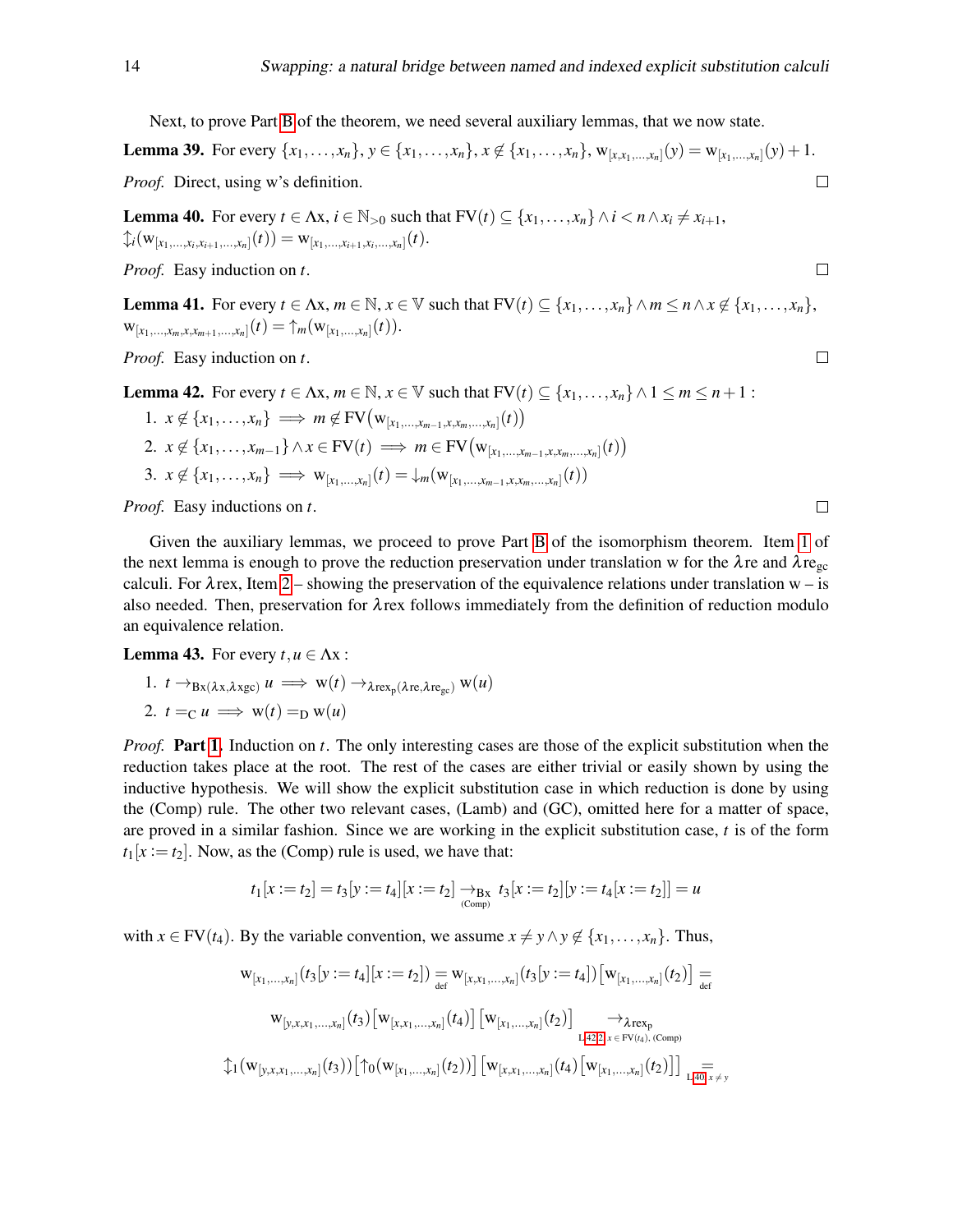Next, to prove Part B of the theorem, we need several auxiliary lemmas, that we now state.

**Lemma 39.** For every $\{x_1,\ldots,x_n\}$, $y \in \{x_1,\ldots,x_n\}$, $x \notin \{x_1,\ldots,x_n\}$, $\mathrm{w}_{[x,x_1,\ldots,x_n]}(y) = \mathrm{w}_{[x_1,\ldots,x_n]}(y)+1$.

*Proof.* Direct, using w's definition. □

**Lemma 40.** For every $t \in \Lambda\mathrm{x}$, $i \in \mathbb{N}_{>0}$ such that $\mathrm{FV}(t) \subseteq \{x_1,\ldots,x_n\} \wedge i < n \wedge x_i \neq x_{i+1}$,
$\updownarrow_i(\mathrm{w}_{[x_1,\ldots,x_i,x_{i+1},\ldots,x_n]}(t)) = \mathrm{w}_{[x_1,\ldots,x_{i+1},x_i,\ldots,x_n]}(t)$.

*Proof.* Easy induction on $t$. □

**Lemma 41.** For every $t \in \Lambda\mathrm{x}$, $m \in \mathbb{N}$, $x \in \mathbb{V}$ such that $\mathrm{FV}(t) \subseteq \{x_1,\ldots,x_n\} \wedge m \leq n \wedge x \notin \{x_1,\ldots,x_n\}$,
$\mathrm{w}_{[x_1,\ldots,x_m,x,x_{m+1},\ldots,x_n]}(t) = \uparrow_m(\mathrm{w}_{[x_1,\ldots,x_n]}(t))$.

*Proof.* Easy induction on $t$. □

**Lemma 42.** For every $t \in \Lambda\mathrm{x}$, $m \in \mathbb{N}$, $x \in \mathbb{V}$ such that $\mathrm{FV}(t) \subseteq \{x_1,\ldots,x_n\} \wedge 1 \leq m \leq n+1$ :

1. $x \notin \{x_1,\ldots,x_n\} \implies m \notin \mathrm{FV}\big(\mathrm{w}_{[x_1,\ldots,x_{m-1},x,x_m,\ldots,x_n]}(t)\big)$
2. $x \notin \{x_1,\ldots,x_{m-1}\} \wedge x \in \mathrm{FV}(t) \implies m \in \mathrm{FV}\big(\mathrm{w}_{[x_1,\ldots,x_{m-1},x,x_m,\ldots,x_n]}(t)\big)$
3. $x \notin \{x_1,\ldots,x_n\} \implies \mathrm{w}_{[x_1,\ldots,x_n]}(t) = \downarrow_m(\mathrm{w}_{[x_1,\ldots,x_{m-1},x,x_m,\ldots,x_n]}(t))$

*Proof.* Easy inductions on $t$. □

Given the auxiliary lemmas, we proceed to prove Part B of the isomorphism theorem. Item 1 of the next lemma is enough to prove the reduction preservation under translation w for the $\lambda$re and $\lambda\mathrm{re}_{\mathrm{gc}}$ calculi. For $\lambda$rex, Item 2 – showing the preservation of the equivalence relations under translation w – is also needed. Then, preservation for $\lambda$rex follows immediately from the definition of reduction modulo an equivalence relation.

**Lemma 43.** For every $t,u \in \Lambda\mathrm{x}$ :

1. $t \to_{\mathrm{Bx}(\lambda\mathrm{x},\lambda\mathrm{xgc})} u \implies \mathrm{w}(t) \to_{\lambda\mathrm{rex_p}(\lambda\mathrm{re},\lambda\mathrm{re_{gc}})} \mathrm{w}(u)$
2. $t =_{\mathrm{C}} u \implies \mathrm{w}(t) =_{\mathrm{D}} \mathrm{w}(u)$

*Proof.* **Part 1.** Induction on $t$. The only interesting cases are those of the explicit substitution when the reduction takes place at the root. The rest of the cases are either trivial or easily shown by using the inductive hypothesis. We will show the explicit substitution case in which reduction is done by using the (Comp) rule. The other two relevant cases, (Lamb) and (GC), omitted here for a matter of space, are proved in a similar fashion. Since we are working in the explicit substitution case, $t$ is of the form $t_1[x:=t_2]$. Now, as the (Comp) rule is used, we have that:

$$t_1[x:=t_2] = t_3[y:=t_4][x:=t_2] \underset{\text{(Comp)}}{\to_{\mathrm{Bx}}} t_3[x:=t_2][y:=t_4[x:=t_2]] = u$$

with $x \in \mathrm{FV}(t_4)$. By the variable convention, we assume $x \neq y \wedge y \notin \{x_1,\ldots,x_n\}$. Thus,

$$\mathrm{w}_{[x_1,\ldots,x_n]}(t_3[y:=t_4][x:=t_2]) \underset{\text{def}}{=} \mathrm{w}_{[x,x_1,\ldots,x_n]}(t_3[y:=t_4])\left[\mathrm{w}_{[x_1,\ldots,x_n]}(t_2)\right] \underset{\text{def}}{=}$$

$$\mathrm{w}_{[y,x,x_1,\ldots,x_n]}(t_3)\left[\mathrm{w}_{[x,x_1,\ldots,x_n]}(t_4)\right]\left[\mathrm{w}_{[x_1,\ldots,x_n]}(t_2)\right] \quad \underset{\text{L42.2, } x\in\mathrm{FV}(t_4)\text{, (Comp)}}{\to_{\lambda\mathrm{rex_p}}}$$

$$\updownarrow_1(\mathrm{w}_{[y,x,x_1,\ldots,x_n]}(t_3))\left[\uparrow_0(\mathrm{w}_{[x_1,\ldots,x_n]}(t_2))\right]\left[\mathrm{w}_{[x,x_1,\ldots,x_n]}(t_4)\left[\mathrm{w}_{[x_1,\ldots,x_n]}(t_2)\right]\right] \underset{\text{L40, } x\neq y}{=}$$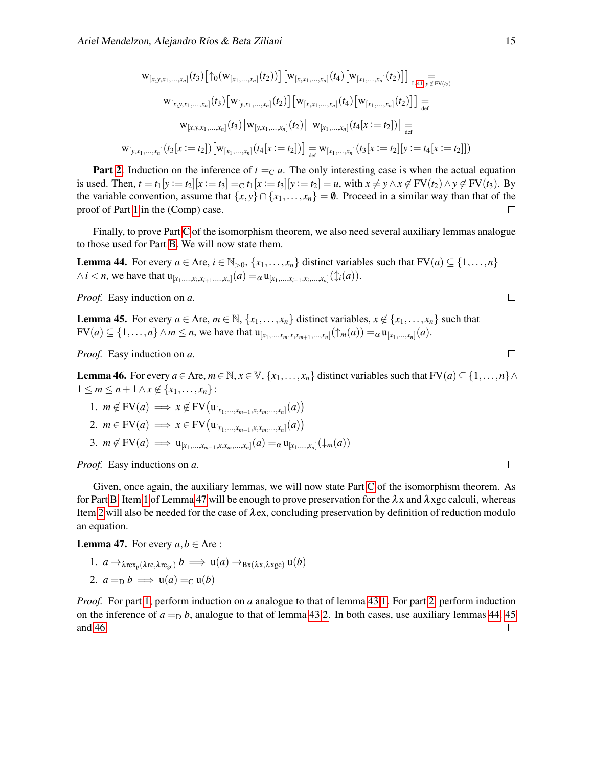$$\mathrm{w}_{[x,y,x_1,\ldots,x_n]}(t_3)\left[\uparrow_0(\mathrm{w}_{[x_1,\ldots,x_n]}(t_2))\right]\left[\mathrm{w}_{[x,x_1,\ldots,x_n]}(t_4)\left[\mathrm{w}_{[x_1,\ldots,x_n]}(t_2)\right]\right] \underset{\text{L41},\, y\notin \mathrm{FV}(t_2)}{=}$$

$$\mathrm{w}_{[x,y,x_1,\ldots,x_n]}(t_3)\left[\mathrm{w}_{[y,x_1,\ldots,x_n]}(t_2)\right]\left[\mathrm{w}_{[x,x_1,\ldots,x_n]}(t_4)\left[\mathrm{w}_{[x_1,\ldots,x_n]}(t_2)\right]\right] \underset{\text{def}}{=}$$

$$\mathrm{w}_{[x,y,x_1,\ldots,x_n]}(t_3)\left[\mathrm{w}_{[y,x_1,\ldots,x_n]}(t_2)\right]\left[\mathrm{w}_{[x_1,\ldots,x_n]}(t_4[x:=t_2])\right] \underset{\text{def}}{=}$$

$$\mathrm{w}_{[y,x_1,\ldots,x_n]}(t_3[x:=t_2])\left[\mathrm{w}_{[x_1,\ldots,x_n]}(t_4[x:=t_2])\right] \underset{\text{def}}{=} \mathrm{w}_{[x_1,\ldots,x_n]}(t_3[x:=t_2][y:=t_4[x:=t_2]])$$

**Part 2.** Induction on the inference of $t =_{\mathrm{C}} u$. The only interesting case is when the actual equation is used. Then, $t = t_1[y:=t_2][x:=t_3] =_{\mathrm{C}} t_1[x:=t_3][y:=t_2] = u$, with $x \neq y \wedge x \notin \mathrm{FV}(t_2) \wedge y \notin \mathrm{FV}(t_3)$. By the variable convention, assume that $\{x,y\} \cap \{x_1,\ldots,x_n\} = \emptyset$. Proceed in a similar way than that of the proof of Part 1 in the (Comp) case. □

Finally, to prove Part C of the isomorphism theorem, we also need several auxiliary lemmas analogue to those used for Part B. We will now state them.

**Lemma 44.** For every $a \in \Lambda\mathrm{re}$, $i \in \mathbb{N}_{>0}$, $\{x_1,\ldots,x_n\}$ distinct variables such that $\mathrm{FV}(a) \subseteq \{1,\ldots,n\}$ $\wedge\, i < n$, we have that $\mathrm{u}_{[x_1,\ldots,x_i,x_{i+1},\ldots,x_n]}(a) =_\alpha \mathrm{u}_{[x_1,\ldots,x_{i+1},x_i,\ldots,x_n]}(\updownarrow_i(a))$.

*Proof.* Easy induction on $a$. □

**Lemma 45.** For every $a \in \Lambda\mathrm{re}$, $m \in \mathbb{N}$, $\{x_1,\ldots,x_n\}$ distinct variables, $x \notin \{x_1,\ldots,x_n\}$ such that $\mathrm{FV}(a) \subseteq \{1,\ldots,n\} \wedge m \leq n$, we have that $\mathrm{u}_{[x_1,\ldots,x_m,x,x_{m+1},\ldots,x_n]}(\uparrow_m(a)) =_\alpha \mathrm{u}_{[x_1,\ldots,x_n]}(a)$.

*Proof.* Easy induction on $a$. □

**Lemma 46.** For every $a \in \Lambda\mathrm{re}$, $m \in \mathbb{N}$, $x \in \mathbb{V}$, $\{x_1,\ldots,x_n\}$ distinct variables such that $\mathrm{FV}(a) \subseteq \{1,\ldots,n\} \wedge 1 \leq m \leq n+1 \wedge x \notin \{x_1,\ldots,x_n\}$:

1. $m \notin \mathrm{FV}(a) \implies x \notin \mathrm{FV}\big(\mathrm{u}_{[x_1,\ldots,x_{m-1},x,x_m,\ldots,x_n]}(a)\big)$
2. $m \in \mathrm{FV}(a) \implies x \in \mathrm{FV}\big(\mathrm{u}_{[x_1,\ldots,x_{m-1},x,x_m,\ldots,x_n]}(a)\big)$
3. $m \notin \mathrm{FV}(a) \implies \mathrm{u}_{[x_1,\ldots,x_{m-1},x,x_m,\ldots,x_n]}(a) =_\alpha \mathrm{u}_{[x_1,\ldots,x_n]}(\downarrow_m(a))$

*Proof.* Easy inductions on $a$. □

Given, once again, the auxiliary lemmas, we will now state Part C of the isomorphism theorem. As for Part B, Item 1 of Lemma 47 will be enough to prove preservation for the $\lambda$x and $\lambda$xgc calculi, whereas Item 2 will also be needed for the case of $\lambda$ex, concluding preservation by definition of reduction modulo an equation.

**Lemma 47.** For every $a, b \in \Lambda\mathrm{re}$ :

1. $a \to_{\lambda\mathrm{rex_p}(\lambda\mathrm{re},\lambda\mathrm{re_{gc}})} b \implies \mathrm{u}(a) \to_{\mathrm{Bx}(\lambda\mathrm{x},\lambda\mathrm{xgc})} \mathrm{u}(b)$
2. $a =_{\mathrm{D}} b \implies \mathrm{u}(a) =_{\mathrm{C}} \mathrm{u}(b)$

*Proof.* For part 1, perform induction on $a$ analogue to that of lemma 43.1. For part 2, perform induction on the inference of $a =_{\mathrm{D}} b$, analogue to that of lemma 43.2. In both cases, use auxiliary lemmas 44, 45 and 46. □